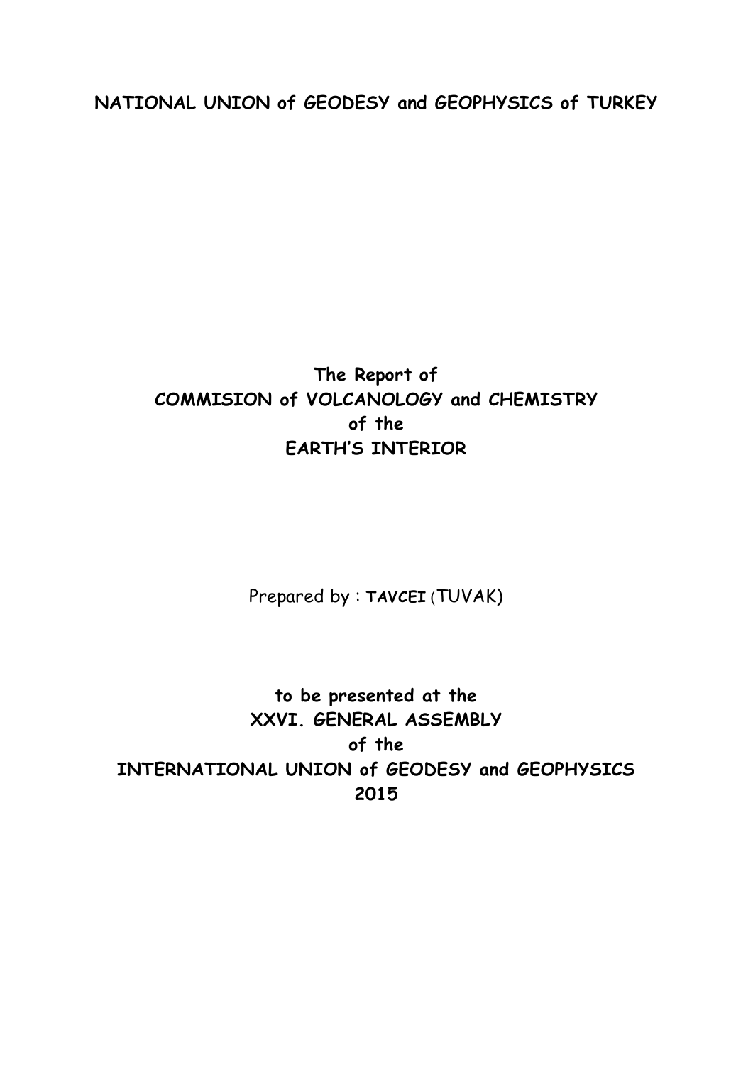**NATIONAL UNION of GEODESY and GEOPHYSICS of TURKEY**

# The Report of COMMISION of VOLCANOLOGY and CHEMISTRY of the EARTH'S INTERIOR

Prepared by : **TAVCEI** (TUVAK)

**to be presented at the**
**XXVI. GENERAL ASSEMBLY**
**of the**
**INTERNATIONAL UNION of GEODESY and GEOPHYSICS**
**2015**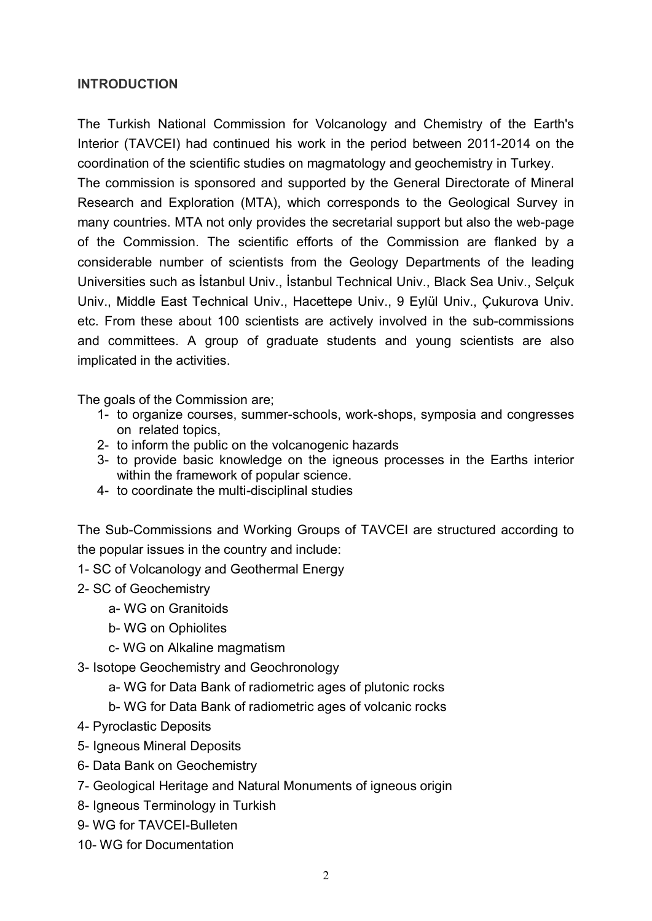## INTRODUCTION

The Turkish National Commission for Volcanology and Chemistry of the Earth's Interior (TAVCEI) had continued his work in the period between 2011-2014 on the coordination of the scientific studies on magmatology and geochemistry in Turkey.
The commission is sponsored and supported by the General Directorate of Mineral Research and Exploration (MTA), which corresponds to the Geological Survey in many countries. MTA not only provides the secretarial support but also the web-page of the Commission. The scientific efforts of the Commission are flanked by a considerable number of scientists from the Geology Departments of the leading Universities such as İstanbul Univ., İstanbul Technical Univ., Black Sea Univ., Selçuk Univ., Middle East Technical Univ., Hacettepe Univ., 9 Eylül Univ., Çukurova Univ. etc. From these about 100 scientists are actively involved in the sub-commissions and committees. A group of graduate students and young scientists are also implicated in the activities.

The goals of the Commission are;

1- to organize courses, summer-schools, work-shops, symposia and congresses on related topics,
2- to inform the public on the volcanogenic hazards
3- to provide basic knowledge on the igneous processes in the Earths interior within the framework of popular science.
4- to coordinate the multi-disciplinal studies

The Sub-Commissions and Working Groups of TAVCEI are structured according to the popular issues in the country and include:

1- SC of Volcanology and Geothermal Energy
2- SC of Geochemistry
   a- WG on Granitoids
   b- WG on Ophiolites
   c- WG on Alkaline magmatism
3- Isotope Geochemistry and Geochronology
   a- WG for Data Bank of radiometric ages of plutonic rocks
   b- WG for Data Bank of radiometric ages of volcanic rocks
4- Pyroclastic Deposits
5- Igneous Mineral Deposits
6- Data Bank on Geochemistry
7- Geological Heritage and Natural Monuments of igneous origin
8- Igneous Terminology in Turkish
9- WG for TAVCEI-Bulleten
10- WG for Documentation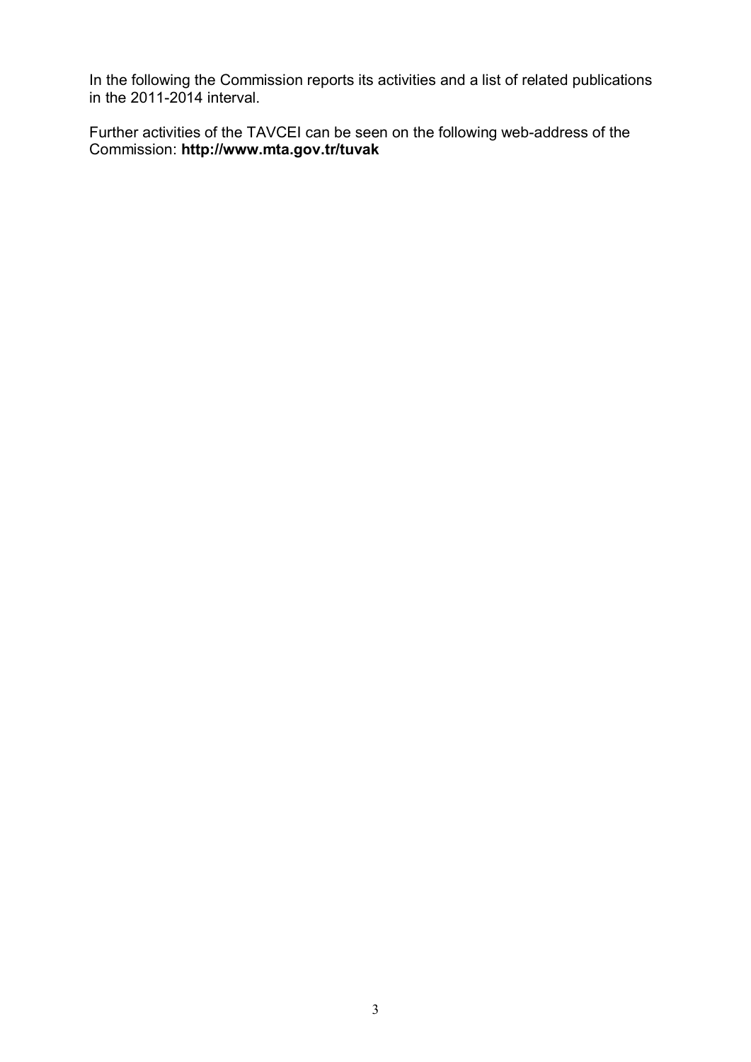In the following the Commission reports its activities and a list of related publications in the 2011-2014 interval.

Further activities of the TAVCEI can be seen on the following web-address of the Commission: **http://www.mta.gov.tr/tuvak**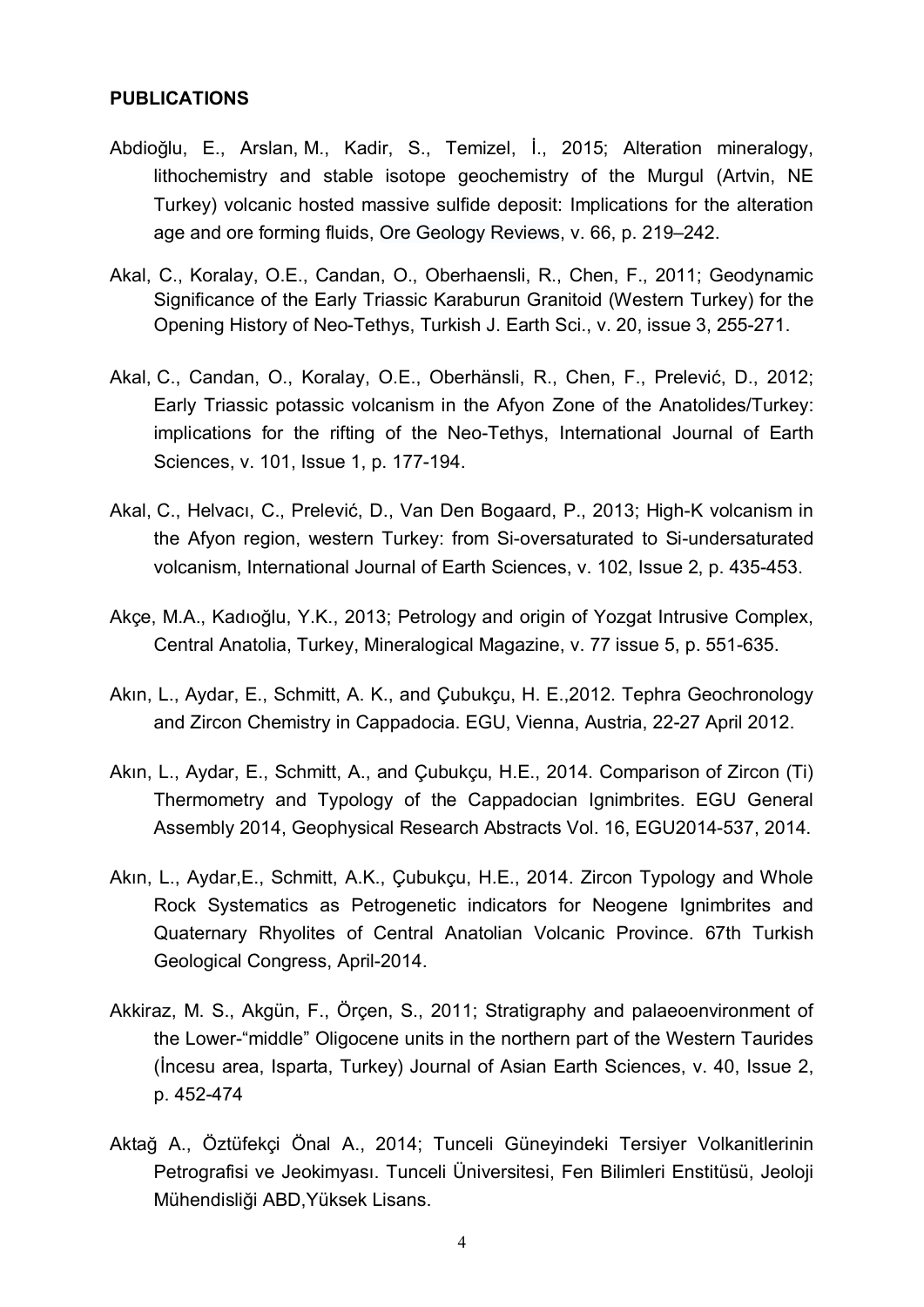**PUBLICATIONS**

Abdioğlu, E., Arslan, M., Kadir, S., Temizel, İ., 2015; Alteration mineralogy, lithochemistry and stable isotope geochemistry of the Murgul (Artvin, NE Turkey) volcanic hosted massive sulfide deposit: Implications for the alteration age and ore forming fluids, Ore Geology Reviews, v. 66, p. 219–242.

Akal, C., Koralay, O.E., Candan, O., Oberhaensli, R., Chen, F., 2011; Geodynamic Significance of the Early Triassic Karaburun Granitoid (Western Turkey) for the Opening History of Neo-Tethys, Turkish J. Earth Sci., v. 20, issue 3, 255-271.

Akal, C., Candan, O., Koralay, O.E., Oberhänsli, R., Chen, F., Prelević, D., 2012; Early Triassic potassic volcanism in the Afyon Zone of the Anatolides/Turkey: implications for the rifting of the Neo-Tethys, International Journal of Earth Sciences, v. 101, Issue 1, p. 177-194.

Akal, C., Helvacı, C., Prelević, D., Van Den Bogaard, P., 2013; High-K volcanism in the Afyon region, western Turkey: from Si-oversaturated to Si-undersaturated volcanism, International Journal of Earth Sciences, v. 102, Issue 2, p. 435-453.

Akçe, M.A., Kadıoğlu, Y.K., 2013; Petrology and origin of Yozgat Intrusive Complex, Central Anatolia, Turkey, Mineralogical Magazine, v. 77 issue 5, p. 551-635.

Akın, L., Aydar, E., Schmitt, A. K., and Çubukçu, H. E.,2012. Tephra Geochronology and Zircon Chemistry in Cappadocia. EGU, Vienna, Austria, 22-27 April 2012.

Akın, L., Aydar, E., Schmitt, A., and Çubukçu, H.E., 2014. Comparison of Zircon (Ti) Thermometry and Typology of the Cappadocian Ignimbrites. EGU General Assembly 2014, Geophysical Research Abstracts Vol. 16, EGU2014-537, 2014.

Akın, L., Aydar,E., Schmitt, A.K., Çubukçu, H.E., 2014. Zircon Typology and Whole Rock Systematics as Petrogenetic indicators for Neogene Ignimbrites and Quaternary Rhyolites of Central Anatolian Volcanic Province. 67th Turkish Geological Congress, April-2014.

Akkiraz, M. S., Akgün, F., Örçen, S., 2011; Stratigraphy and palaeoenvironment of the Lower-"middle" Oligocene units in the northern part of the Western Taurides (İncesu area, Isparta, Turkey) Journal of Asian Earth Sciences, v. 40, Issue 2, p. 452-474

Aktağ A., Öztüfekçi Önal A., 2014; Tunceli Güneyindeki Tersiyer Volkanitlerinin Petrografisi ve Jeokimyası. Tunceli Üniversitesi, Fen Bilimleri Enstitüsü, Jeoloji Mühendisliği ABD,Yüksek Lisans.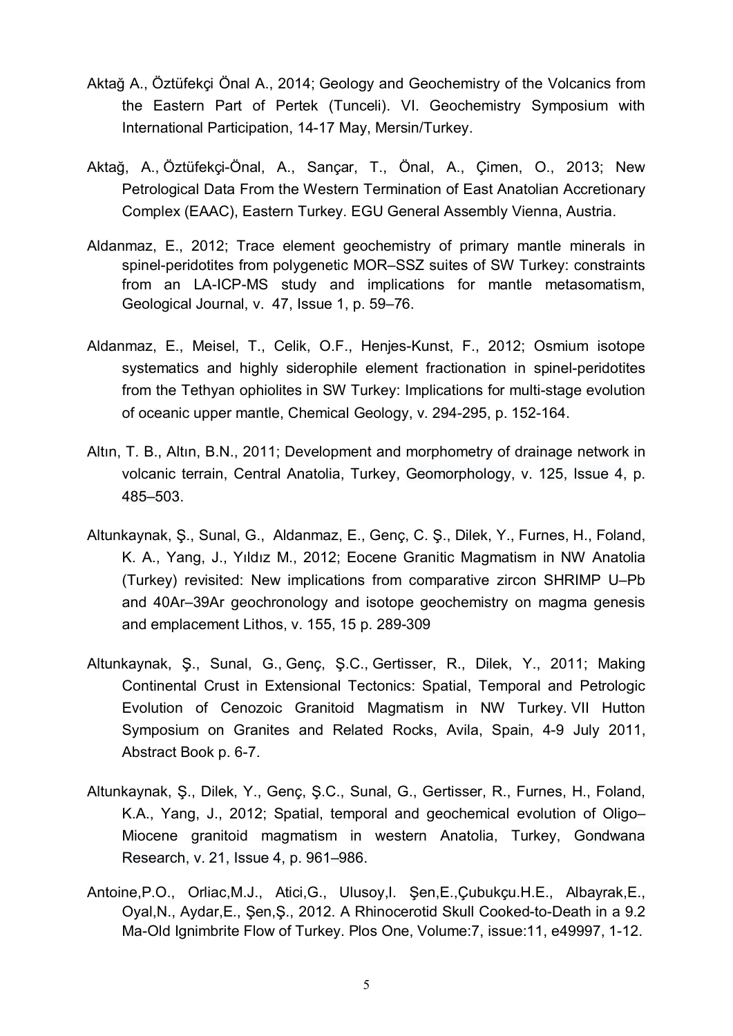Aktağ A., Öztüfekçi Önal A., 2014; Geology and Geochemistry of the Volcanics from the Eastern Part of Pertek (Tunceli). VI. Geochemistry Symposium with International Participation, 14-17 May, Mersin/Turkey.

Aktağ, A., Öztüfekçi-Önal, A., Sançar, T., Önal, A., Çimen, O., 2013; New Petrological Data From the Western Termination of East Anatolian Accretionary Complex (EAAC), Eastern Turkey. EGU General Assembly Vienna, Austria.

Aldanmaz, E., 2012; Trace element geochemistry of primary mantle minerals in spinel-peridotites from polygenetic MOR–SSZ suites of SW Turkey: constraints from an LA-ICP-MS study and implications for mantle metasomatism, Geological Journal, v. 47, Issue 1, p. 59–76.

Aldanmaz, E., Meisel, T., Celik, O.F., Henjes-Kunst, F., 2012; Osmium isotope systematics and highly siderophile element fractionation in spinel-peridotites from the Tethyan ophiolites in SW Turkey: Implications for multi-stage evolution of oceanic upper mantle, Chemical Geology, v. 294-295, p. 152-164.

Altın, T. B., Altın, B.N., 2011; Development and morphometry of drainage network in volcanic terrain, Central Anatolia, Turkey, Geomorphology, v. 125, Issue 4, p. 485–503.

Altunkaynak, Ş., Sunal, G., Aldanmaz, E., Genç, C. Ş., Dilek, Y., Furnes, H., Foland, K. A., Yang, J., Yıldız M., 2012; Eocene Granitic Magmatism in NW Anatolia (Turkey) revisited: New implications from comparative zircon SHRIMP U–Pb and 40Ar–39Ar geochronology and isotope geochemistry on magma genesis and emplacement Lithos, v. 155, 15 p. 289-309

Altunkaynak, Ş., Sunal, G., Genç, Ş.C., Gertisser, R., Dilek, Y., 2011; Making Continental Crust in Extensional Tectonics: Spatial, Temporal and Petrologic Evolution of Cenozoic Granitoid Magmatism in NW Turkey. VII Hutton Symposium on Granites and Related Rocks, Avila, Spain, 4-9 July 2011, Abstract Book p. 6-7.

Altunkaynak, Ş., Dilek, Y., Genç, Ş.C., Sunal, G., Gertisser, R., Furnes, H., Foland, K.A., Yang, J., 2012; Spatial, temporal and geochemical evolution of Oligo–Miocene granitoid magmatism in western Anatolia, Turkey, Gondwana Research, v. 21, Issue 4, p. 961–986.

Antoine,P.O., Orliac,M.J., Atici,G., Ulusoy,I. Şen,E.,Çubukçu.H.E., Albayrak,E., Oyal,N., Aydar,E., Şen,Ş., 2012. A Rhinocerotid Skull Cooked-to-Death in a 9.2 Ma-Old Ignimbrite Flow of Turkey. Plos One, Volume:7, issue:11, e49997, 1-12.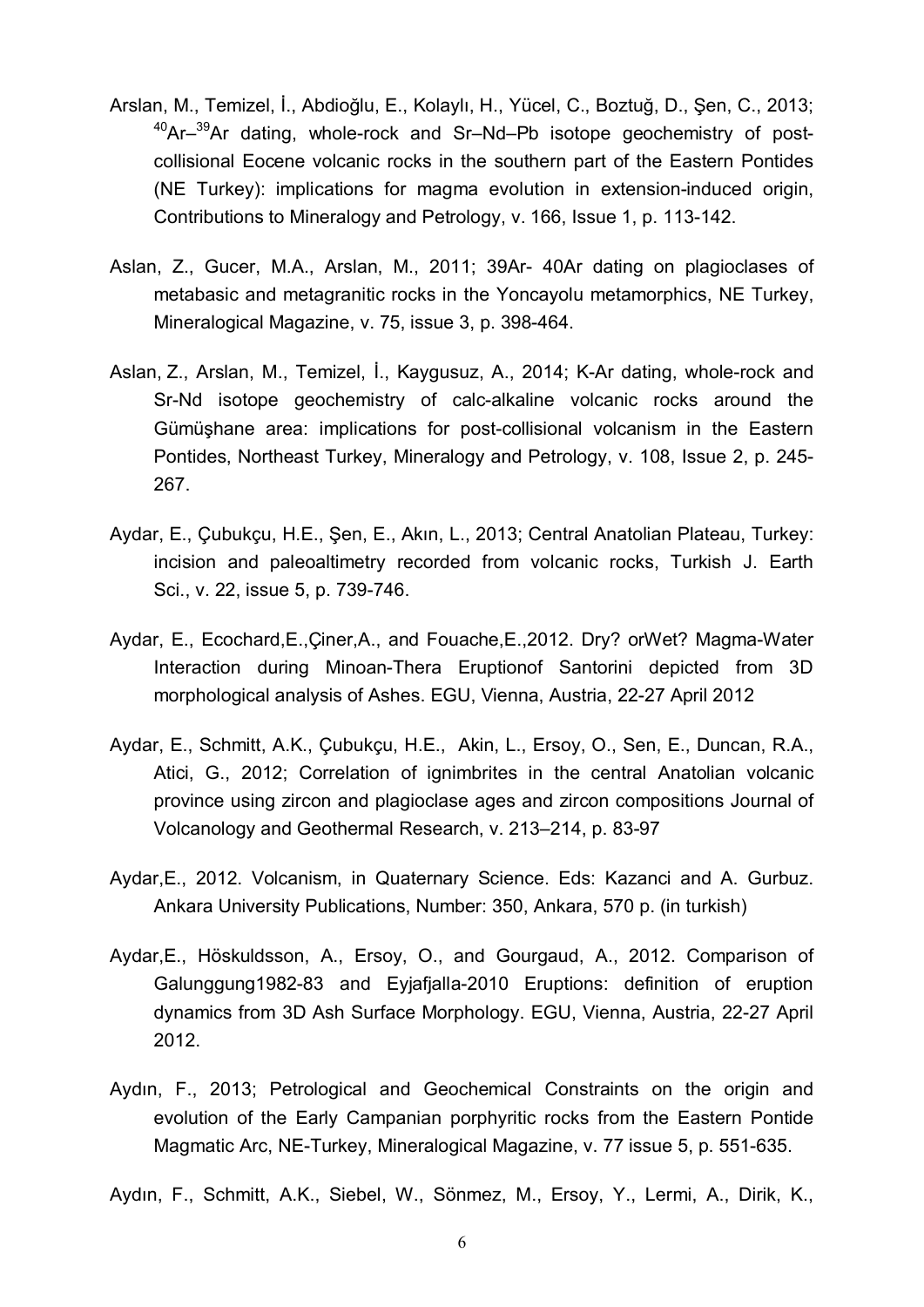Arslan, M., Temizel, İ., Abdioğlu, E., Kolaylı, H., Yücel, C., Boztuğ, D., Şen, C., 2013; $^{40}Ar$–$^{39}Ar$ dating, whole-rock and Sr–Nd–Pb isotope geochemistry of post-collisional Eocene volcanic rocks in the southern part of the Eastern Pontides (NE Turkey): implications for magma evolution in extension-induced origin, Contributions to Mineralogy and Petrology, v. 166, Issue 1, p. 113-142.

Aslan, Z., Gucer, M.A., Arslan, M., 2011; 39Ar- 40Ar dating on plagioclases of metabasic and metagranitic rocks in the Yoncayolu metamorphics, NE Turkey, Mineralogical Magazine, v. 75, issue 3, p. 398-464.

Aslan, Z., Arslan, M., Temizel, İ., Kaygusuz, A., 2014; K-Ar dating, whole-rock and Sr-Nd isotope geochemistry of calc-alkaline volcanic rocks around the Gümüşhane area: implications for post-collisional volcanism in the Eastern Pontides, Northeast Turkey, Mineralogy and Petrology, v. 108, Issue 2, p. 245-267.

Aydar, E., Çubukçu, H.E., Şen, E., Akın, L., 2013; Central Anatolian Plateau, Turkey: incision and paleoaltimetry recorded from volcanic rocks, Turkish J. Earth Sci., v. 22, issue 5, p. 739-746.

Aydar, E., Ecochard,E.,Çiner,A., and Fouache,E.,2012. Dry? orWet? Magma-Water Interaction during Minoan-Thera Eruptionof Santorini depicted from 3D morphological analysis of Ashes. EGU, Vienna, Austria, 22-27 April 2012

Aydar, E., Schmitt, A.K., Çubukçu, H.E., Akin, L., Ersoy, O., Sen, E., Duncan, R.A., Atici, G., 2012; Correlation of ignimbrites in the central Anatolian volcanic province using zircon and plagioclase ages and zircon compositions Journal of Volcanology and Geothermal Research, v. 213–214, p. 83-97

Aydar,E., 2012. Volcanism, in Quaternary Science. Eds: Kazanci and A. Gurbuz. Ankara University Publications, Number: 350, Ankara, 570 p. (in turkish)

Aydar,E., Höskuldsson, A., Ersoy, O., and Gourgaud, A., 2012. Comparison of Galunggung1982-83 and Eyjafjalla-2010 Eruptions: definition of eruption dynamics from 3D Ash Surface Morphology. EGU, Vienna, Austria, 22-27 April 2012.

Aydın, F., 2013; Petrological and Geochemical Constraints on the origin and evolution of the Early Campanian porphyritic rocks from the Eastern Pontide Magmatic Arc, NE-Turkey, Mineralogical Magazine, v. 77 issue 5, p. 551-635.

Aydın, F., Schmitt, A.K., Siebel, W., Sönmez, M., Ersoy, Y., Lermi, A., Dirik, K.,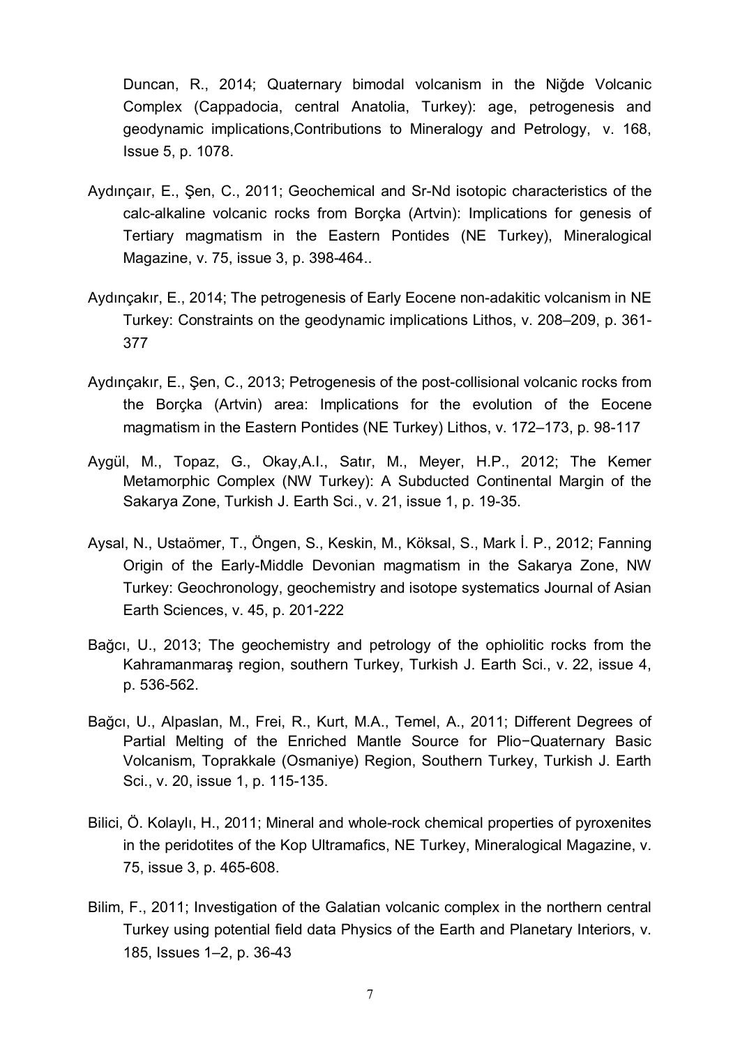Duncan, R., 2014; Quaternary bimodal volcanism in the Niğde Volcanic Complex (Cappadocia, central Anatolia, Turkey): age, petrogenesis and geodynamic implications,Contributions to Mineralogy and Petrology, v. 168, Issue 5, p. 1078.

Aydınçaır, E., Şen, C., 2011; Geochemical and Sr-Nd isotopic characteristics of the calc-alkaline volcanic rocks from Borçka (Artvin): Implications for genesis of Tertiary magmatism in the Eastern Pontides (NE Turkey), Mineralogical Magazine, v. 75, issue 3, p. 398-464..

Aydınçakır, E., 2014; The petrogenesis of Early Eocene non-adakitic volcanism in NE Turkey: Constraints on the geodynamic implications Lithos, v. 208–209, p. 361-377

Aydınçakır, E., Şen, C., 2013; Petrogenesis of the post-collisional volcanic rocks from the Borçka (Artvin) area: Implications for the evolution of the Eocene magmatism in the Eastern Pontides (NE Turkey) Lithos, v. 172–173, p. 98-117

Aygül, M., Topaz, G., Okay,A.I., Satır, M., Meyer, H.P., 2012; The Kemer Metamorphic Complex (NW Turkey): A Subducted Continental Margin of the Sakarya Zone, Turkish J. Earth Sci., v. 21, issue 1, p. 19-35.

Aysal, N., Ustaömer, T., Öngen, S., Keskin, M., Köksal, S., Mark İ. P., 2012; Fanning Origin of the Early-Middle Devonian magmatism in the Sakarya Zone, NW Turkey: Geochronology, geochemistry and isotope systematics Journal of Asian Earth Sciences, v. 45, p. 201-222

Bağcı, U., 2013; The geochemistry and petrology of the ophiolitic rocks from the Kahramanmaraş region, southern Turkey, Turkish J. Earth Sci., v. 22, issue 4, p. 536-562.

Bağcı, U., Alpaslan, M., Frei, R., Kurt, M.A., Temel, A., 2011; Different Degrees of Partial Melting of the Enriched Mantle Source for Plio−Quaternary Basic Volcanism, Toprakkale (Osmaniye) Region, Southern Turkey, Turkish J. Earth Sci., v. 20, issue 1, p. 115-135.

Bilici, Ö. Kolaylı, H., 2011; Mineral and whole-rock chemical properties of pyroxenites in the peridotites of the Kop Ultramafics, NE Turkey, Mineralogical Magazine, v. 75, issue 3, p. 465-608.

Bilim, F., 2011; Investigation of the Galatian volcanic complex in the northern central Turkey using potential field data Physics of the Earth and Planetary Interiors, v. 185, Issues 1–2, p. 36-43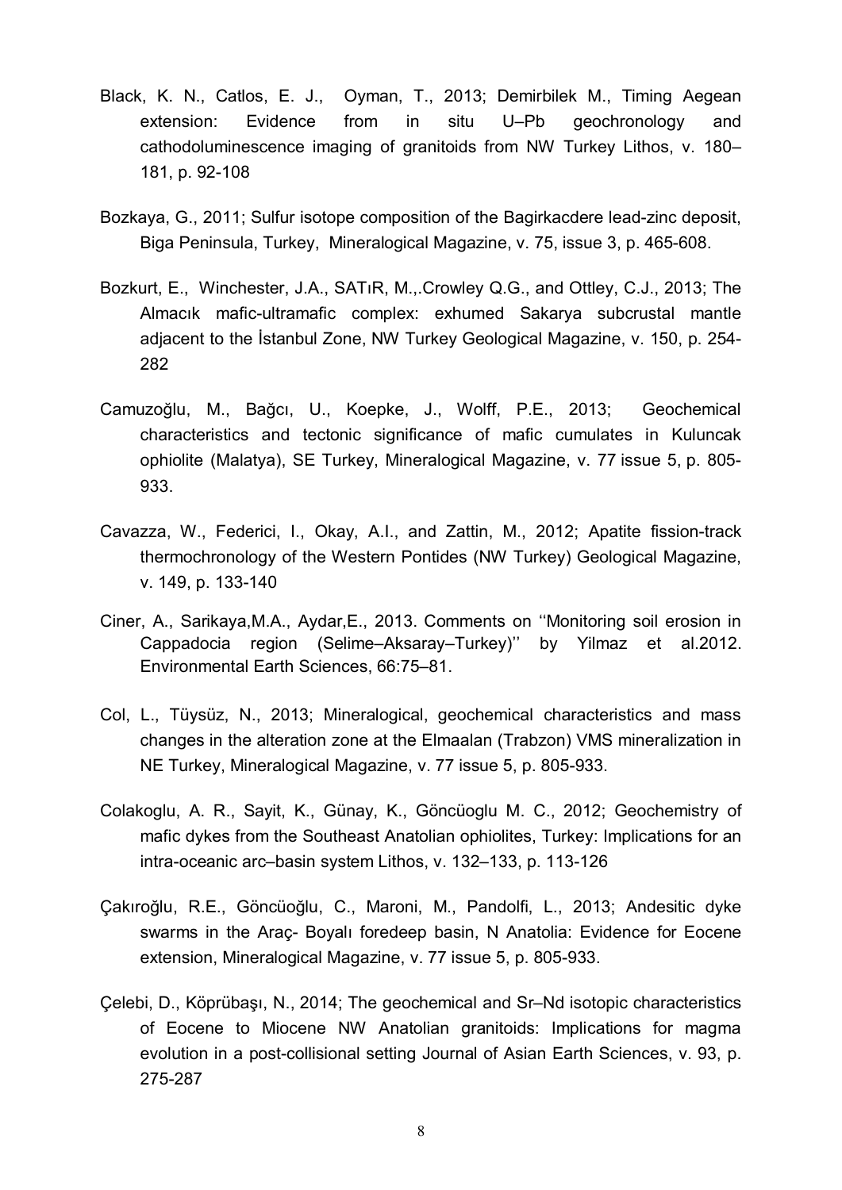Black, K. N., Catlos, E. J., Oyman, T., 2013; Demirbilek M., Timing Aegean extension: Evidence from in situ U–Pb geochronology and cathodoluminescence imaging of granitoids from NW Turkey Lithos, v. 180–181, p. 92-108

Bozkaya, G., 2011; Sulfur isotope composition of the Bagirkacdere lead-zinc deposit, Biga Peninsula, Turkey, Mineralogical Magazine, v. 75, issue 3, p. 465-608.

Bozkurt, E., Winchester, J.A., SATıR, M.,.Crowley Q.G., and Ottley, C.J., 2013; The Almacık mafic-ultramafic complex: exhumed Sakarya subcrustal mantle adjacent to the İstanbul Zone, NW Turkey Geological Magazine, v. 150, p. 254-282

Camuzoğlu, M., Bağcı, U., Koepke, J., Wolff, P.E., 2013; Geochemical characteristics and tectonic significance of mafic cumulates in Kuluncak ophiolite (Malatya), SE Turkey, Mineralogical Magazine, v. 77 issue 5, p. 805-933.

Cavazza, W., Federici, I., Okay, A.I., and Zattin, M., 2012; Apatite fission-track thermochronology of the Western Pontides (NW Turkey) Geological Magazine, v. 149, p. 133-140

Ciner, A., Sarikaya,M.A., Aydar,E., 2013. Comments on ''Monitoring soil erosion in Cappadocia region (Selime–Aksaray–Turkey)'' by Yilmaz et al.2012. Environmental Earth Sciences, 66:75–81.

Col, L., Tüysüz, N., 2013; Mineralogical, geochemical characteristics and mass changes in the alteration zone at the Elmaalan (Trabzon) VMS mineralization in NE Turkey, Mineralogical Magazine, v. 77 issue 5, p. 805-933.

Colakoglu, A. R., Sayit, K., Günay, K., Göncüoglu M. C., 2012; Geochemistry of mafic dykes from the Southeast Anatolian ophiolites, Turkey: Implications for an intra-oceanic arc–basin system Lithos, v. 132–133, p. 113-126

Çakıroğlu, R.E., Göncüoğlu, C., Maroni, M., Pandolfi, L., 2013; Andesitic dyke swarms in the Araç- Boyalı foredeep basin, N Anatolia: Evidence for Eocene extension, Mineralogical Magazine, v. 77 issue 5, p. 805-933.

Çelebi, D., Köprübaşı, N., 2014; The geochemical and Sr–Nd isotopic characteristics of Eocene to Miocene NW Anatolian granitoids: Implications for magma evolution in a post-collisional setting Journal of Asian Earth Sciences, v. 93, p. 275-287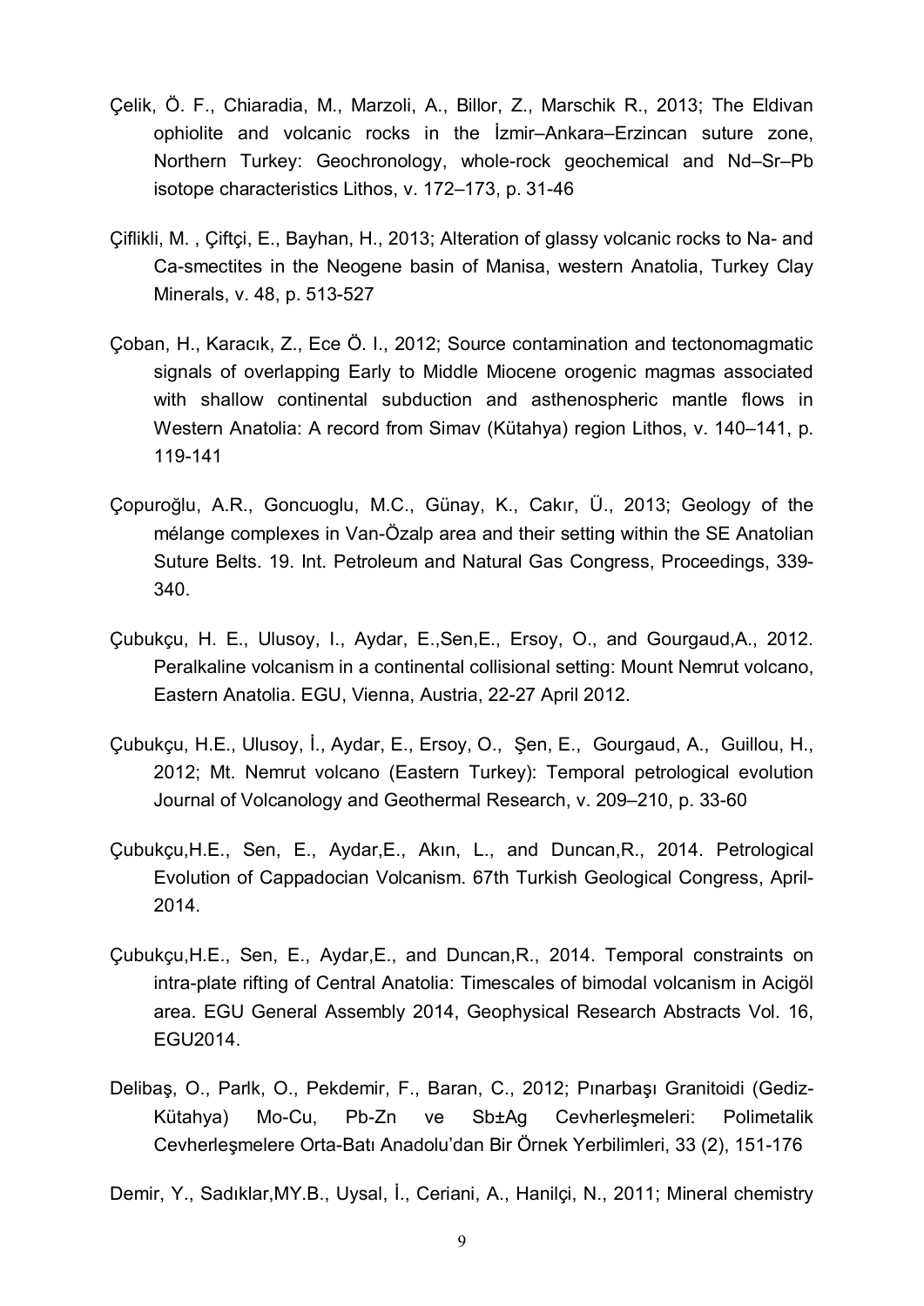Çelik, Ö. F., Chiaradia, M., Marzoli, A., Billor, Z., Marschik R., 2013; The Eldivan ophiolite and volcanic rocks in the İzmir–Ankara–Erzincan suture zone, Northern Turkey: Geochronology, whole-rock geochemical and Nd–Sr–Pb isotope characteristics Lithos, v. 172–173, p. 31-46

Çiflikli, M. , Çiftçi, E., Bayhan, H., 2013; Alteration of glassy volcanic rocks to Na- and Ca-smectites in the Neogene basin of Manisa, western Anatolia, Turkey Clay Minerals, v. 48, p. 513-527

Çoban, H., Karacık, Z., Ece Ö. I., 2012; Source contamination and tectonomagmatic signals of overlapping Early to Middle Miocene orogenic magmas associated with shallow continental subduction and asthenospheric mantle flows in Western Anatolia: A record from Simav (Kütahya) region Lithos, v. 140–141, p. 119-141

Çopuroğlu, A.R., Goncuoglu, M.C., Günay, K., Cakır, Ü., 2013; Geology of the mélange complexes in Van-Özalp area and their setting within the SE Anatolian Suture Belts. 19. Int. Petroleum and Natural Gas Congress, Proceedings, 339-340.

Çubukçu, H. E., Ulusoy, I., Aydar, E.,Sen,E., Ersoy, O., and Gourgaud,A., 2012. Peralkaline volcanism in a continental collisional setting: Mount Nemrut volcano, Eastern Anatolia. EGU, Vienna, Austria, 22-27 April 2012.

Çubukçu, H.E., Ulusoy, İ., Aydar, E., Ersoy, O., Şen, E., Gourgaud, A., Guillou, H., 2012; Mt. Nemrut volcano (Eastern Turkey): Temporal petrological evolution Journal of Volcanology and Geothermal Research, v. 209–210, p. 33-60

Çubukçu,H.E., Sen, E., Aydar,E., Akın, L., and Duncan,R., 2014. Petrological Evolution of Cappadocian Volcanism. 67th Turkish Geological Congress, April-2014.

Çubukçu,H.E., Sen, E., Aydar,E., and Duncan,R., 2014. Temporal constraints on intra-plate rifting of Central Anatolia: Timescales of bimodal volcanism in Acigöl area. EGU General Assembly 2014, Geophysical Research Abstracts Vol. 16, EGU2014.

Delibaş, O., Parlk, O., Pekdemir, F., Baran, C., 2012; Pınarbaşı Granitoidi (Gediz-Kütahya) Mo-Cu, Pb-Zn ve Sb±Ag Cevherleşmeleri: Polimetalik Cevherleşmelere Orta-Batı Anadolu'dan Bir Örnek Yerbilimleri, 33 (2), 151-176

Demir, Y., Sadıklar,MY.B., Uysal, İ., Ceriani, A., Hanilçi, N., 2011; Mineral chemistry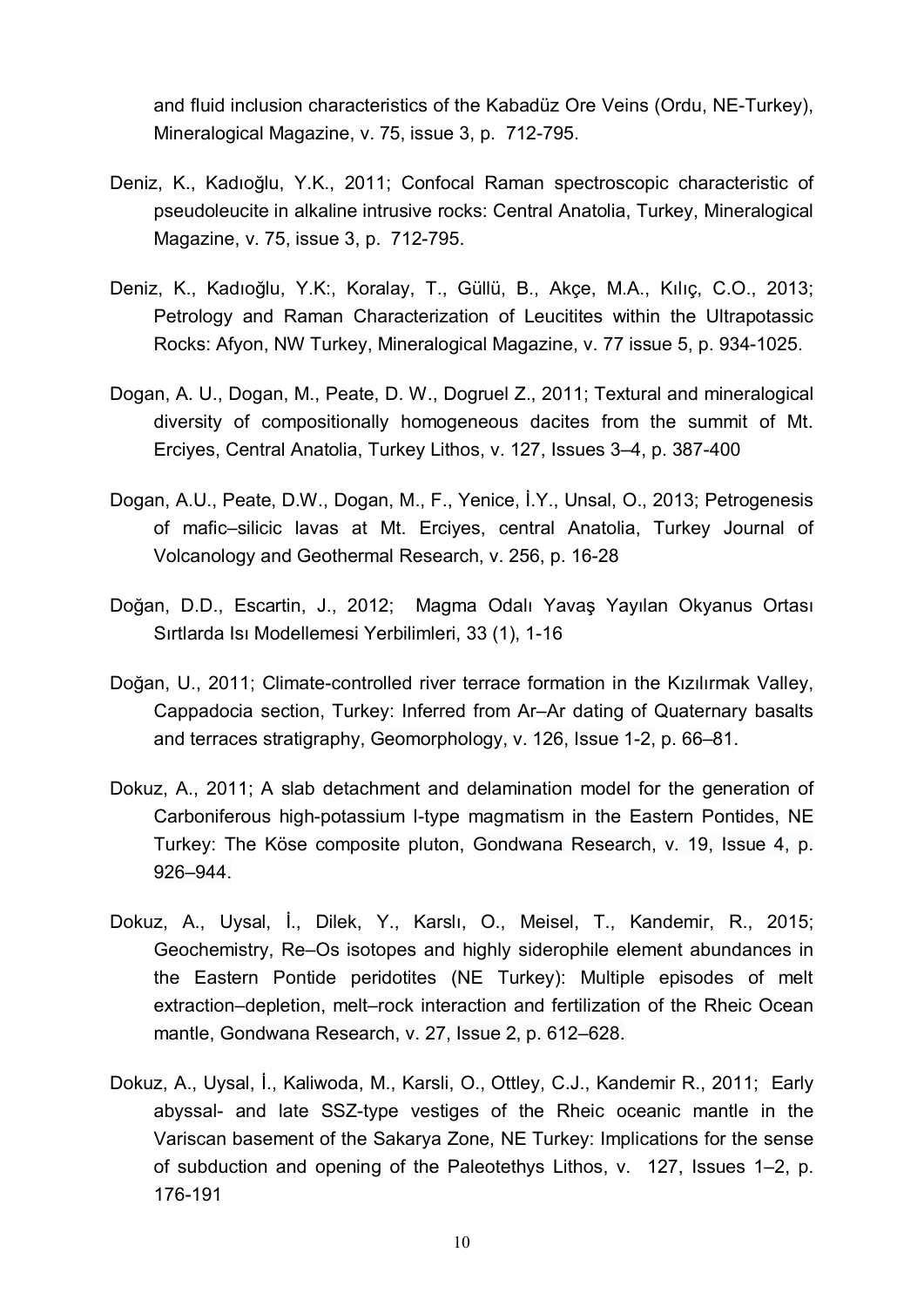and fluid inclusion characteristics of the Kabadüz Ore Veins (Ordu, NE-Turkey), Mineralogical Magazine, v. 75, issue 3, p. 712-795.

Deniz, K., Kadıoğlu, Y.K., 2011; Confocal Raman spectroscopic characteristic of pseudoleucite in alkaline intrusive rocks: Central Anatolia, Turkey, Mineralogical Magazine, v. 75, issue 3, p. 712-795.

Deniz, K., Kadıoğlu, Y.K:, Koralay, T., Güllü, B., Akçe, M.A., Kılıç, C.O., 2013; Petrology and Raman Characterization of Leucitites within the Ultrapotassic Rocks: Afyon, NW Turkey, Mineralogical Magazine, v. 77 issue 5, p. 934-1025.

Dogan, A. U., Dogan, M., Peate, D. W., Dogruel Z., 2011; Textural and mineralogical diversity of compositionally homogeneous dacites from the summit of Mt. Erciyes, Central Anatolia, Turkey Lithos, v. 127, Issues 3–4, p. 387-400

Dogan, A.U., Peate, D.W., Dogan, M., F., Yenice, İ.Y., Unsal, O., 2013; Petrogenesis of mafic–silicic lavas at Mt. Erciyes, central Anatolia, Turkey Journal of Volcanology and Geothermal Research, v. 256, p. 16-28

Doğan, D.D., Escartin, J., 2012; Magma Odalı Yavaş Yayılan Okyanus Ortası Sırtlarda Isı Modellemesi Yerbilimleri, 33 (1), 1-16

Doğan, U., 2011; Climate-controlled river terrace formation in the Kızılırmak Valley, Cappadocia section, Turkey: Inferred from Ar–Ar dating of Quaternary basalts and terraces stratigraphy, Geomorphology, v. 126, Issue 1-2, p. 66–81.

Dokuz, A., 2011; A slab detachment and delamination model for the generation of Carboniferous high-potassium I-type magmatism in the Eastern Pontides, NE Turkey: The Köse composite pluton, Gondwana Research, v. 19, Issue 4, p. 926–944.

Dokuz, A., Uysal, İ., Dilek, Y., Karslı, O., Meisel, T., Kandemir, R., 2015; Geochemistry, Re–Os isotopes and highly siderophile element abundances in the Eastern Pontide peridotites (NE Turkey): Multiple episodes of melt extraction–depletion, melt–rock interaction and fertilization of the Rheic Ocean mantle, Gondwana Research, v. 27, Issue 2, p. 612–628.

Dokuz, A., Uysal, İ., Kaliwoda, M., Karsli, O., Ottley, C.J., Kandemir R., 2011; Early abyssal- and late SSZ-type vestiges of the Rheic oceanic mantle in the Variscan basement of the Sakarya Zone, NE Turkey: Implications for the sense of subduction and opening of the Paleotethys Lithos, v. 127, Issues 1–2, p. 176-191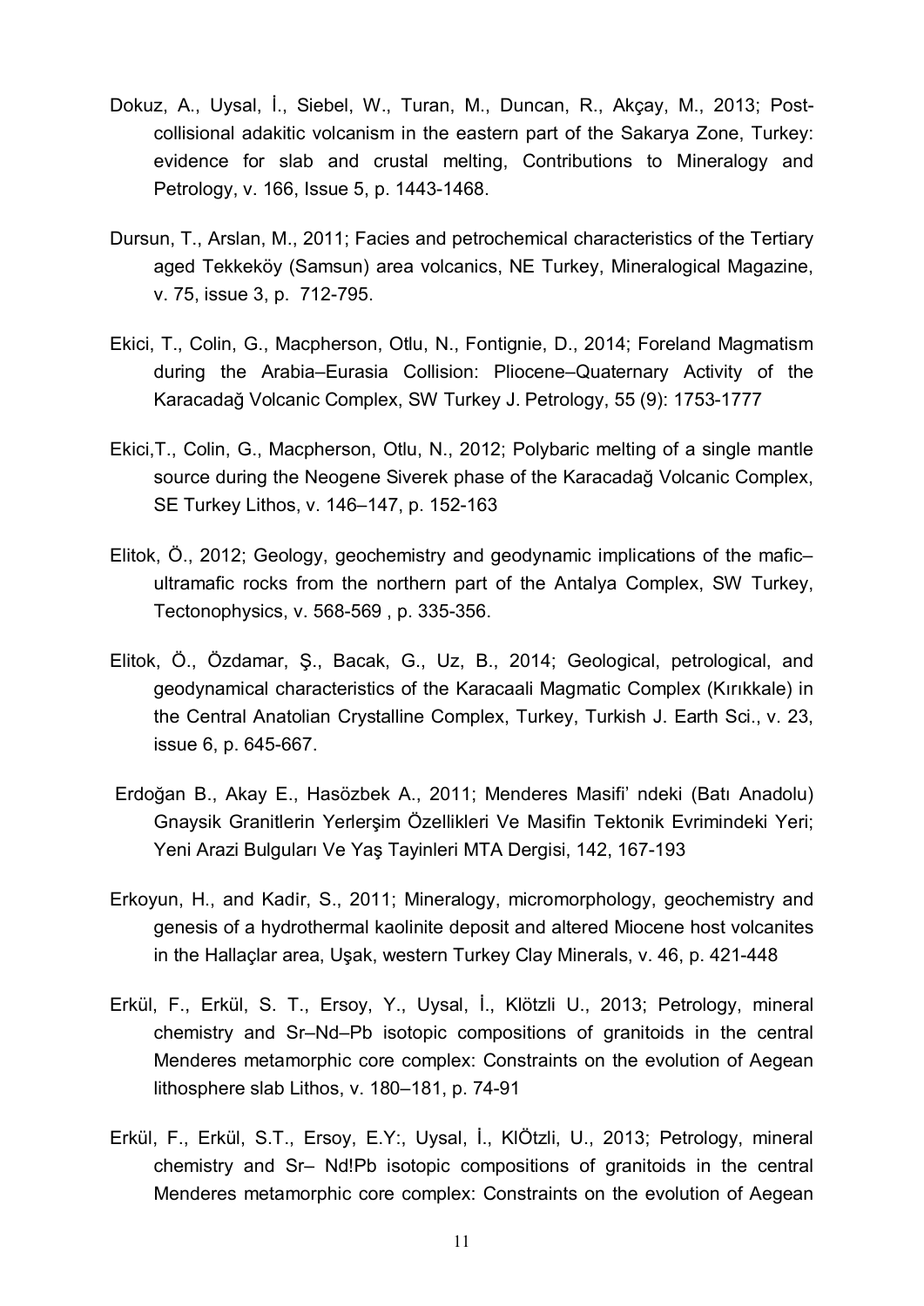Dokuz, A., Uysal, İ., Siebel, W., Turan, M., Duncan, R., Akçay, M., 2013; Post-collisional adakitic volcanism in the eastern part of the Sakarya Zone, Turkey: evidence for slab and crustal melting, Contributions to Mineralogy and Petrology, v. 166, Issue 5, p. 1443-1468.

Dursun, T., Arslan, M., 2011; Facies and petrochemical characteristics of the Tertiary aged Tekkeköy (Samsun) area volcanics, NE Turkey, Mineralogical Magazine, v. 75, issue 3, p. 712-795.

Ekici, T., Colin, G., Macpherson, Otlu, N., Fontignie, D., 2014; Foreland Magmatism during the Arabia–Eurasia Collision: Pliocene–Quaternary Activity of the Karacadağ Volcanic Complex, SW Turkey J. Petrology, 55 (9): 1753-1777

Ekici,T., Colin, G., Macpherson, Otlu, N., 2012; Polybaric melting of a single mantle source during the Neogene Siverek phase of the Karacadağ Volcanic Complex, SE Turkey Lithos, v. 146–147, p. 152-163

Elitok, Ö., 2012; Geology, geochemistry and geodynamic implications of the mafic–ultramafic rocks from the northern part of the Antalya Complex, SW Turkey, Tectonophysics, v. 568-569 , p. 335-356.

Elitok, Ö., Özdamar, Ş., Bacak, G., Uz, B., 2014; Geological, petrological, and geodynamical characteristics of the Karacaali Magmatic Complex (Kırıkkale) in the Central Anatolian Crystalline Complex, Turkey, Turkish J. Earth Sci., v. 23, issue 6, p. 645-667.

Erdoğan B., Akay E., Hasözbek A., 2011; Menderes Masifi' ndeki (Batı Anadolu) Gnaysik Granitlerin Yerlerşim Özellikleri Ve Masifin Tektonik Evrimindeki Yeri; Yeni Arazi Bulguları Ve Yaş Tayinleri MTA Dergisi, 142, 167-193

Erkoyun, H., and Kadir, S., 2011; Mineralogy, micromorphology, geochemistry and genesis of a hydrothermal kaolinite deposit and altered Miocene host volcanites in the Hallaçlar area, Uşak, western Turkey Clay Minerals, v. 46, p. 421-448

Erkül, F., Erkül, S. T., Ersoy, Y., Uysal, İ., Klötzli U., 2013; Petrology, mineral chemistry and Sr–Nd–Pb isotopic compositions of granitoids in the central Menderes metamorphic core complex: Constraints on the evolution of Aegean lithosphere slab Lithos, v. 180–181, p. 74-91

Erkül, F., Erkül, S.T., Ersoy, E.Y:, Uysal, İ., KlÖtzli, U., 2013; Petrology, mineral chemistry and Sr– Nd!Pb isotopic compositions of granitoids in the central Menderes metamorphic core complex: Constraints on the evolution of Aegean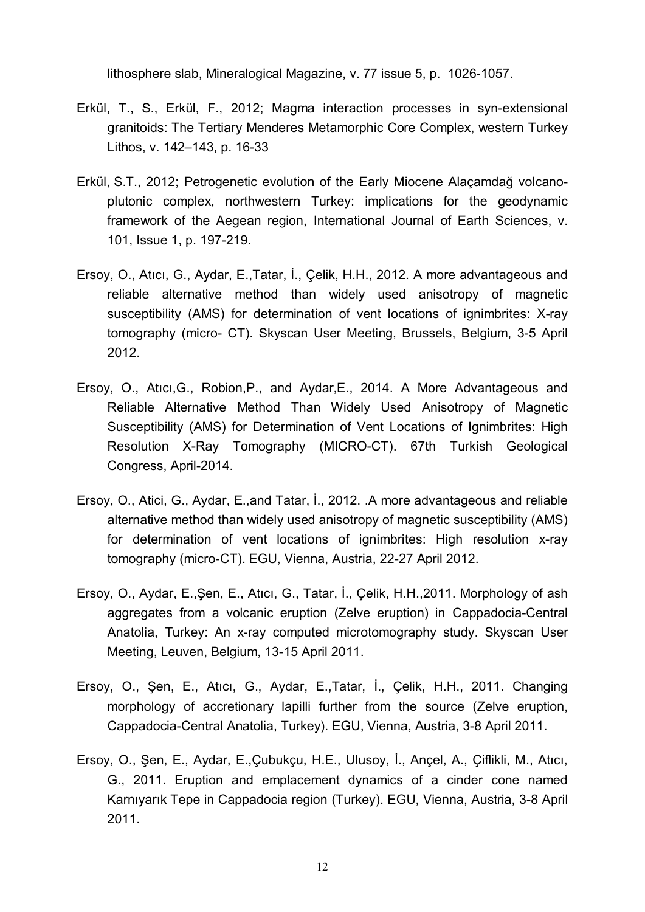lithosphere slab, Mineralogical Magazine, v. 77 issue 5, p. 1026-1057.

Erkül, T., S., Erkül, F., 2012; Magma interaction processes in syn-extensional granitoids: The Tertiary Menderes Metamorphic Core Complex, western Turkey Lithos, v. 142–143, p. 16-33

Erkül, S.T., 2012; Petrogenetic evolution of the Early Miocene Alaçamdağ volcano-plutonic complex, northwestern Turkey: implications for the geodynamic framework of the Aegean region, International Journal of Earth Sciences, v. 101, Issue 1, p. 197-219.

Ersoy, O., Atıcı, G., Aydar, E.,Tatar, İ., Çelik, H.H., 2012. A more advantageous and reliable alternative method than widely used anisotropy of magnetic susceptibility (AMS) for determination of vent locations of ignimbrites: X-ray tomography (micro- CT). Skyscan User Meeting, Brussels, Belgium, 3-5 April 2012.

Ersoy, O., Atıcı,G., Robion,P., and Aydar,E., 2014. A More Advantageous and Reliable Alternative Method Than Widely Used Anisotropy of Magnetic Susceptibility (AMS) for Determination of Vent Locations of Ignimbrites: High Resolution X-Ray Tomography (MICRO-CT). 67th Turkish Geological Congress, April-2014.

Ersoy, O., Atici, G., Aydar, E.,and Tatar, İ., 2012. .A more advantageous and reliable alternative method than widely used anisotropy of magnetic susceptibility (AMS) for determination of vent locations of ignimbrites: High resolution x-ray tomography (micro-CT). EGU, Vienna, Austria, 22-27 April 2012.

Ersoy, O., Aydar, E.,Şen, E., Atıcı, G., Tatar, İ., Çelik, H.H.,2011. Morphology of ash aggregates from a volcanic eruption (Zelve eruption) in Cappadocia-Central Anatolia, Turkey: An x-ray computed microtomography study. Skyscan User Meeting, Leuven, Belgium, 13-15 April 2011.

Ersoy, O., Şen, E., Atıcı, G., Aydar, E.,Tatar, İ., Çelik, H.H., 2011. Changing morphology of accretionary lapilli further from the source (Zelve eruption, Cappadocia-Central Anatolia, Turkey). EGU, Vienna, Austria, 3-8 April 2011.

Ersoy, O., Şen, E., Aydar, E.,Çubukçu, H.E., Ulusoy, İ., Ançel, A., Çiflikli, M., Atıcı, G., 2011. Eruption and emplacement dynamics of a cinder cone named Karnıyarık Tepe in Cappadocia region (Turkey). EGU, Vienna, Austria, 3-8 April 2011.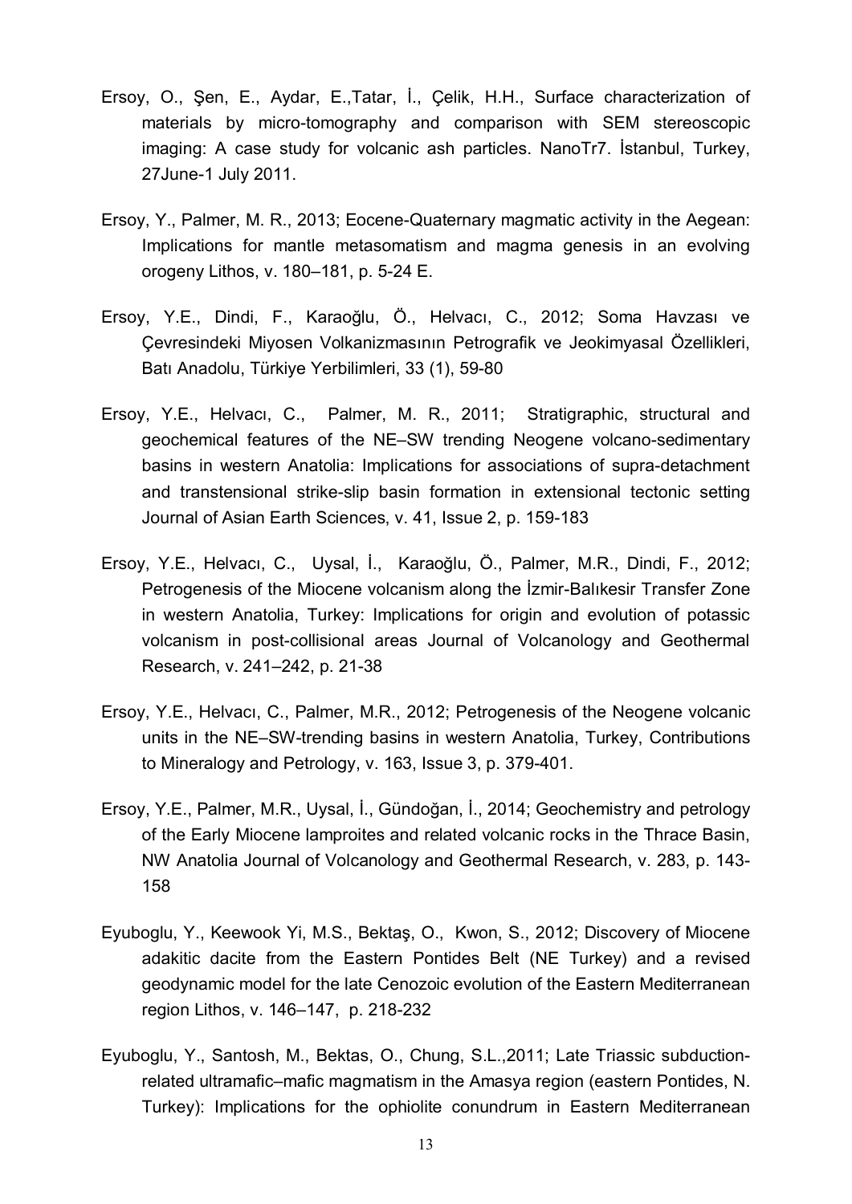Ersoy, O., Şen, E., Aydar, E.,Tatar, İ., Çelik, H.H., Surface characterization of materials by micro-tomography and comparison with SEM stereoscopic imaging: A case study for volcanic ash particles. NanoTr7. İstanbul, Turkey, 27June-1 July 2011.

Ersoy, Y., Palmer, M. R., 2013; Eocene-Quaternary magmatic activity in the Aegean: Implications for mantle metasomatism and magma genesis in an evolving orogeny Lithos, v. 180–181, p. 5-24 E.

Ersoy, Y.E., Dindi, F., Karaoğlu, Ö., Helvacı, C., 2012; Soma Havzası ve Çevresindeki Miyosen Volkanizmasının Petrografik ve Jeokimyasal Özellikleri, Batı Anadolu, Türkiye Yerbilimleri, 33 (1), 59-80

Ersoy, Y.E., Helvacı, C., Palmer, M. R., 2011; Stratigraphic, structural and geochemical features of the NE–SW trending Neogene volcano-sedimentary basins in western Anatolia: Implications for associations of supra-detachment and transtensional strike-slip basin formation in extensional tectonic setting Journal of Asian Earth Sciences, v. 41, Issue 2, p. 159-183

Ersoy, Y.E., Helvacı, C., Uysal, İ., Karaoğlu, Ö., Palmer, M.R., Dindi, F., 2012; Petrogenesis of the Miocene volcanism along the İzmir-Balıkesir Transfer Zone in western Anatolia, Turkey: Implications for origin and evolution of potassic volcanism in post-collisional areas Journal of Volcanology and Geothermal Research, v. 241–242, p. 21-38

Ersoy, Y.E., Helvacı, C., Palmer, M.R., 2012; Petrogenesis of the Neogene volcanic units in the NE–SW-trending basins in western Anatolia, Turkey, Contributions to Mineralogy and Petrology, v. 163, Issue 3, p. 379-401.

Ersoy, Y.E., Palmer, M.R., Uysal, İ., Gündoğan, İ., 2014; Geochemistry and petrology of the Early Miocene lamproites and related volcanic rocks in the Thrace Basin, NW Anatolia Journal of Volcanology and Geothermal Research, v. 283, p. 143-158

Eyuboglu, Y., Keewook Yi, M.S., Bektaş, O., Kwon, S., 2012; Discovery of Miocene adakitic dacite from the Eastern Pontides Belt (NE Turkey) and a revised geodynamic model for the late Cenozoic evolution of the Eastern Mediterranean region Lithos, v. 146–147, p. 218-232

Eyuboglu, Y., Santosh, M., Bektas, O., Chung, S.L.,2011; Late Triassic subduction-related ultramafic–mafic magmatism in the Amasya region (eastern Pontides, N. Turkey): Implications for the ophiolite conundrum in Eastern Mediterranean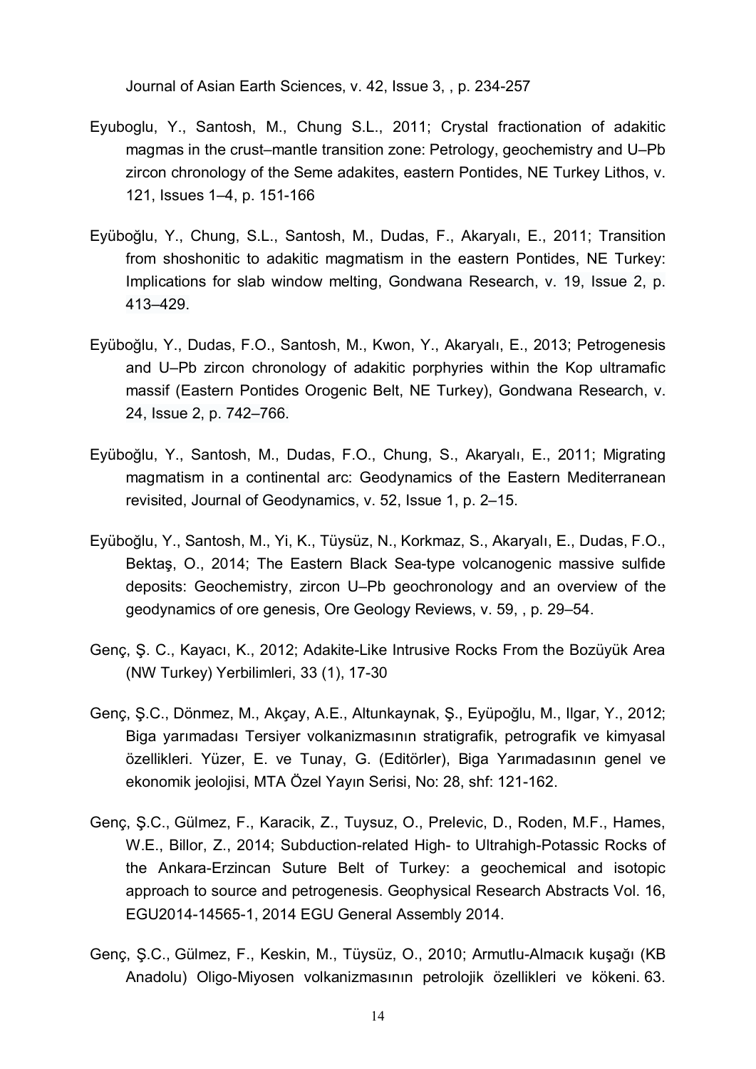Journal of Asian Earth Sciences, v. 42, Issue 3, , p. 234-257

Eyuboglu, Y., Santosh, M., Chung S.L., 2011; Crystal fractionation of adakitic magmas in the crust–mantle transition zone: Petrology, geochemistry and U–Pb zircon chronology of the Seme adakites, eastern Pontides, NE Turkey Lithos, v. 121, Issues 1–4, p. 151-166

Eyüboğlu, Y., Chung, S.L., Santosh, M., Dudas, F., Akaryalı, E., 2011; Transition from shoshonitic to adakitic magmatism in the eastern Pontides, NE Turkey: Implications for slab window melting, Gondwana Research, v. 19, Issue 2, p. 413–429.

Eyüboğlu, Y., Dudas, F.O., Santosh, M., Kwon, Y., Akaryalı, E., 2013; Petrogenesis and U–Pb zircon chronology of adakitic porphyries within the Kop ultramafic massif (Eastern Pontides Orogenic Belt, NE Turkey), Gondwana Research, v. 24, Issue 2, p. 742–766.

Eyüboğlu, Y., Santosh, M., Dudas, F.O., Chung, S., Akaryalı, E., 2011; Migrating magmatism in a continental arc: Geodynamics of the Eastern Mediterranean revisited, Journal of Geodynamics, v. 52, Issue 1, p. 2–15.

Eyüboğlu, Y., Santosh, M., Yi, K., Tüysüz, N., Korkmaz, S., Akaryalı, E., Dudas, F.O., Bektaş, O., 2014; The Eastern Black Sea-type volcanogenic massive sulfide deposits: Geochemistry, zircon U–Pb geochronology and an overview of the geodynamics of ore genesis, Ore Geology Reviews, v. 59, , p. 29–54.

Genç, Ş. C., Kayacı, K., 2012; Adakite-Like Intrusive Rocks From the Bozüyük Area (NW Turkey) Yerbilimleri, 33 (1), 17-30

Genç, Ş.C., Dönmez, M., Akçay, A.E., Altunkaynak, Ş., Eyüpoğlu, M., Ilgar, Y., 2012; Biga yarımadası Tersiyer volkanizmasının stratigrafik, petrografik ve kimyasal özellikleri. Yüzer, E. ve Tunay, G. (Editörler), Biga Yarımadasının genel ve ekonomik jeolojisi, MTA Özel Yayın Serisi, No: 28, shf: 121-162.

Genç, Ş.C., Gülmez, F., Karacik, Z., Tuysuz, O., Prelevic, D., Roden, M.F., Hames, W.E., Billor, Z., 2014; Subduction-related High- to Ultrahigh-Potassic Rocks of the Ankara-Erzincan Suture Belt of Turkey: a geochemical and isotopic approach to source and petrogenesis. Geophysical Research Abstracts Vol. 16, EGU2014-14565-1, 2014 EGU General Assembly 2014.

Genç, Ş.C., Gülmez, F., Keskin, M., Tüysüz, O., 2010; Armutlu-Almacık kuşağı (KB Anadolu) Oligo-Miyosen volkanizmasının petrolojik özellikleri ve kökeni. 63.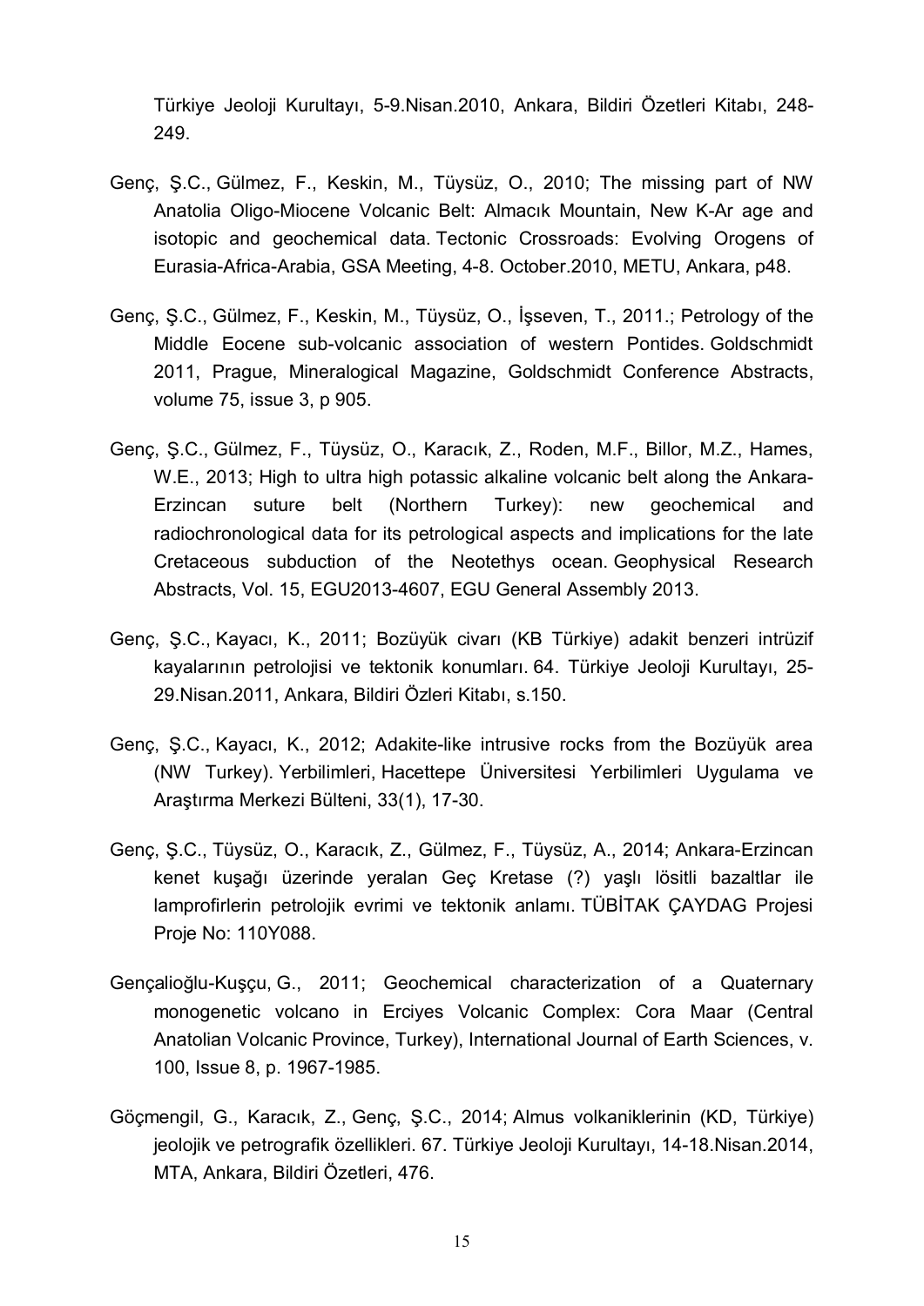Türkiye Jeoloji Kurultayı, 5-9.Nisan.2010, Ankara, Bildiri Özetleri Kitabı, 248-249.

Genç, Ş.C., Gülmez, F., Keskin, M., Tüysüz, O., 2010; The missing part of NW Anatolia Oligo-Miocene Volcanic Belt: Almacık Mountain, New K-Ar age and isotopic and geochemical data. Tectonic Crossroads: Evolving Orogens of Eurasia-Africa-Arabia, GSA Meeting, 4-8. October.2010, METU, Ankara, p48.

Genç, Ş.C., Gülmez, F., Keskin, M., Tüysüz, O., İşseven, T., 2011.; Petrology of the Middle Eocene sub-volcanic association of western Pontides. Goldschmidt 2011, Prague, Mineralogical Magazine, Goldschmidt Conference Abstracts, volume 75, issue 3, p 905.

Genç, Ş.C., Gülmez, F., Tüysüz, O., Karacık, Z., Roden, M.F., Billor, M.Z., Hames, W.E., 2013; High to ultra high potassic alkaline volcanic belt along the Ankara-Erzincan suture belt (Northern Turkey): new geochemical and radiochronological data for its petrological aspects and implications for the late Cretaceous subduction of the Neotethys ocean. Geophysical Research Abstracts, Vol. 15, EGU2013-4607, EGU General Assembly 2013.

Genç, Ş.C., Kayacı, K., 2011; Bozüyük civarı (KB Türkiye) adakit benzeri intrüzif kayalarının petrolojisi ve tektonik konumları. 64. Türkiye Jeoloji Kurultayı, 25-29.Nisan.2011, Ankara, Bildiri Özleri Kitabı, s.150.

Genç, Ş.C., Kayacı, K., 2012; Adakite-like intrusive rocks from the Bozüyük area (NW Turkey). Yerbilimleri, Hacettepe Üniversitesi Yerbilimleri Uygulama ve Araştırma Merkezi Bülteni, 33(1), 17-30.

Genç, Ş.C., Tüysüz, O., Karacık, Z., Gülmez, F., Tüysüz, A., 2014; Ankara-Erzincan kenet kuşağı üzerinde yeralan Geç Kretase (?) yaşlı lösitli bazaltlar ile lamprofirlerin petrolojik evrimi ve tektonik anlamı. TÜBİTAK ÇAYDAG Projesi Proje No: 110Y088.

Gençalioğlu-Kuşçu, G., 2011; Geochemical characterization of a Quaternary monogenetic volcano in Erciyes Volcanic Complex: Cora Maar (Central Anatolian Volcanic Province, Turkey), International Journal of Earth Sciences, v. 100, Issue 8, p. 1967-1985.

Göçmengil, G., Karacık, Z., Genç, Ş.C., 2014; Almus volkaniklerinin (KD, Türkiye) jeolojik ve petrografik özellikleri. 67. Türkiye Jeoloji Kurultayı, 14-18.Nisan.2014, MTA, Ankara, Bildiri Özetleri, 476.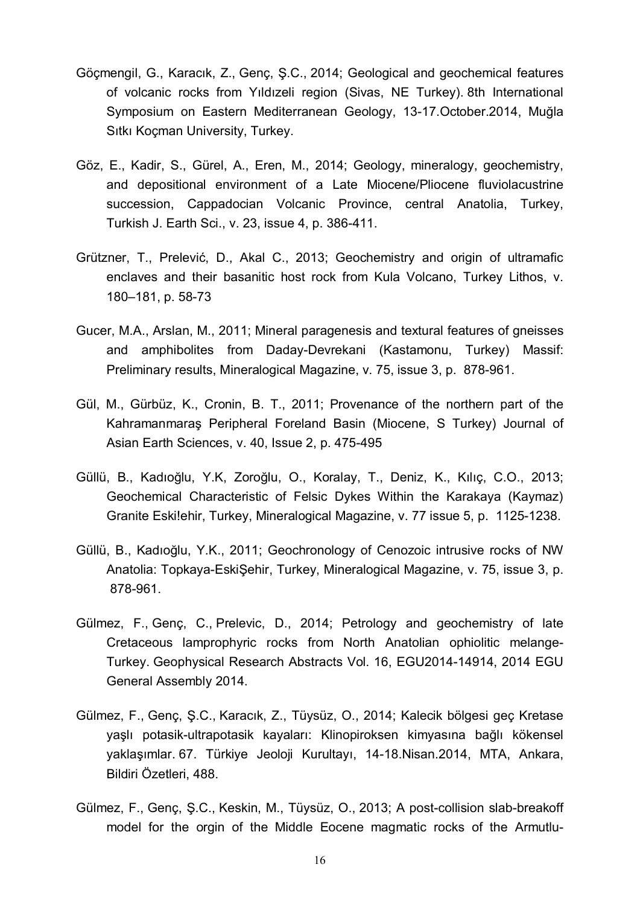Göçmengil, G., Karacık, Z., Genç, Ş.C., 2014; Geological and geochemical features of volcanic rocks from Yıldızeli region (Sivas, NE Turkey). 8th International Symposium on Eastern Mediterranean Geology, 13-17.October.2014, Muğla Sıtkı Koçman University, Turkey.

Göz, E., Kadir, S., Gürel, A., Eren, M., 2014; Geology, mineralogy, geochemistry, and depositional environment of a Late Miocene/Pliocene fluviolacustrine succession, Cappadocian Volcanic Province, central Anatolia, Turkey, Turkish J. Earth Sci., v. 23, issue 4, p. 386-411.

Grützner, T., Prelević, D., Akal C., 2013; Geochemistry and origin of ultramafic enclaves and their basanitic host rock from Kula Volcano, Turkey Lithos, v. 180–181, p. 58-73

Gucer, M.A., Arslan, M., 2011; Mineral paragenesis and textural features of gneisses and amphibolites from Daday-Devrekani (Kastamonu, Turkey) Massif: Preliminary results, Mineralogical Magazine, v. 75, issue 3, p. 878-961.

Gül, M., Gürbüz, K., Cronin, B. T., 2011; Provenance of the northern part of the Kahramanmaraş Peripheral Foreland Basin (Miocene, S Turkey) Journal of Asian Earth Sciences, v. 40, Issue 2, p. 475-495

Güllü, B., Kadıoğlu, Y.K, Zoroğlu, O., Koralay, T., Deniz, K., Kılıç, C.O., 2013; Geochemical Characteristic of Felsic Dykes Within the Karakaya (Kaymaz) Granite Eski!ehir, Turkey, Mineralogical Magazine, v. 77 issue 5, p. 1125-1238.

Güllü, B., Kadıoğlu, Y.K., 2011; Geochronology of Cenozoic intrusive rocks of NW Anatolia: Topkaya-EskiŞehir, Turkey, Mineralogical Magazine, v. 75, issue 3, p. 878-961.

Gülmez, F., Genç, C., Prelevic, D., 2014; Petrology and geochemistry of late Cretaceous lamprophyric rocks from North Anatolian ophiolitic melange-Turkey. Geophysical Research Abstracts Vol. 16, EGU2014-14914, 2014 EGU General Assembly 2014.

Gülmez, F., Genç, Ş.C., Karacık, Z., Tüysüz, O., 2014; Kalecik bölgesi geç Kretase yaşlı potasik-ultrapotasik kayaları: Klinopiroksen kimyasına bağlı kökensel yaklaşımlar. 67. Türkiye Jeoloji Kurultayı, 14-18.Nisan.2014, MTA, Ankara, Bildiri Özetleri, 488.

Gülmez, F., Genç, Ş.C., Keskin, M., Tüysüz, O., 2013; A post-collision slab-breakoff model for the orgin of the Middle Eocene magmatic rocks of the Armutlu-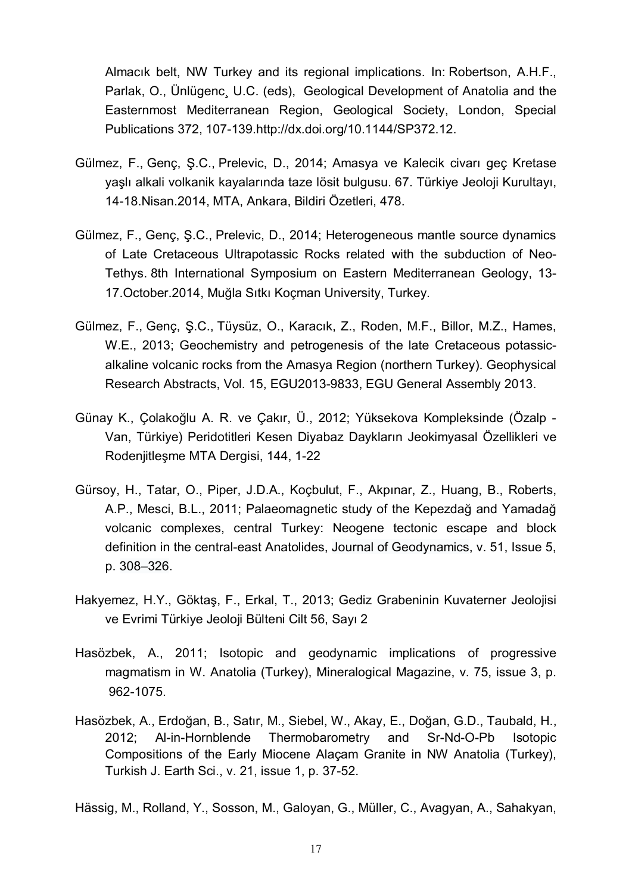Almacık belt, NW Turkey and its regional implications. In: Robertson, A.H.F., Parlak, O., Ünlügenc¸ U.C. (eds), Geological Development of Anatolia and the Easternmost Mediterranean Region, Geological Society, London, Special Publications 372, 107-139.http://dx.doi.org/10.1144/SP372.12.

Gülmez, F., Genç, Ş.C., Prelevic, D., 2014; Amasya ve Kalecik civarı geç Kretase yaşlı alkali volkanik kayalarında taze lösit bulgusu. 67. Türkiye Jeoloji Kurultayı, 14-18.Nisan.2014, MTA, Ankara, Bildiri Özetleri, 478.

Gülmez, F., Genç, Ş.C., Prelevic, D., 2014; Heterogeneous mantle source dynamics of Late Cretaceous Ultrapotassic Rocks related with the subduction of Neo-Tethys. 8th International Symposium on Eastern Mediterranean Geology, 13-17.October.2014, Muğla Sıtkı Koçman University, Turkey.

Gülmez, F., Genç, Ş.C., Tüysüz, O., Karacık, Z., Roden, M.F., Billor, M.Z., Hames, W.E., 2013; Geochemistry and petrogenesis of the late Cretaceous potassic-alkaline volcanic rocks from the Amasya Region (northern Turkey). Geophysical Research Abstracts, Vol. 15, EGU2013-9833, EGU General Assembly 2013.

Günay K., Çolakoğlu A. R. ve Çakır, Ü., 2012; Yüksekova Kompleksinde (Özalp - Van, Türkiye) Peridotitleri Kesen Diyabaz Daykların Jeokimyasal Özellikleri ve Rodenjitleşme MTA Dergisi, 144, 1-22

Gürsoy, H., Tatar, O., Piper, J.D.A., Koçbulut, F., Akpınar, Z., Huang, B., Roberts, A.P., Mesci, B.L., 2011; Palaeomagnetic study of the Kepezdağ and Yamadağ volcanic complexes, central Turkey: Neogene tectonic escape and block definition in the central-east Anatolides, Journal of Geodynamics, v. 51, Issue 5, p. 308–326.

Hakyemez, H.Y., Göktaş, F., Erkal, T., 2013; Gediz Grabeninin Kuvaterner Jeolojisi ve Evrimi Türkiye Jeoloji Bülteni Cilt 56, Sayı 2

Hasözbek, A., 2011; Isotopic and geodynamic implications of progressive magmatism in W. Anatolia (Turkey), Mineralogical Magazine, v. 75, issue 3, p. 962-1075.

Hasözbek, A., Erdoğan, B., Satır, M., Siebel, W., Akay, E., Doğan, G.D., Taubald, H., 2012; Al-in-Hornblende Thermobarometry and Sr-Nd-O-Pb Isotopic Compositions of the Early Miocene Alaçam Granite in NW Anatolia (Turkey), Turkish J. Earth Sci., v. 21, issue 1, p. 37-52.

Hässig, M., Rolland, Y., Sosson, M., Galoyan, G., Müller, C., Avagyan, A., Sahakyan,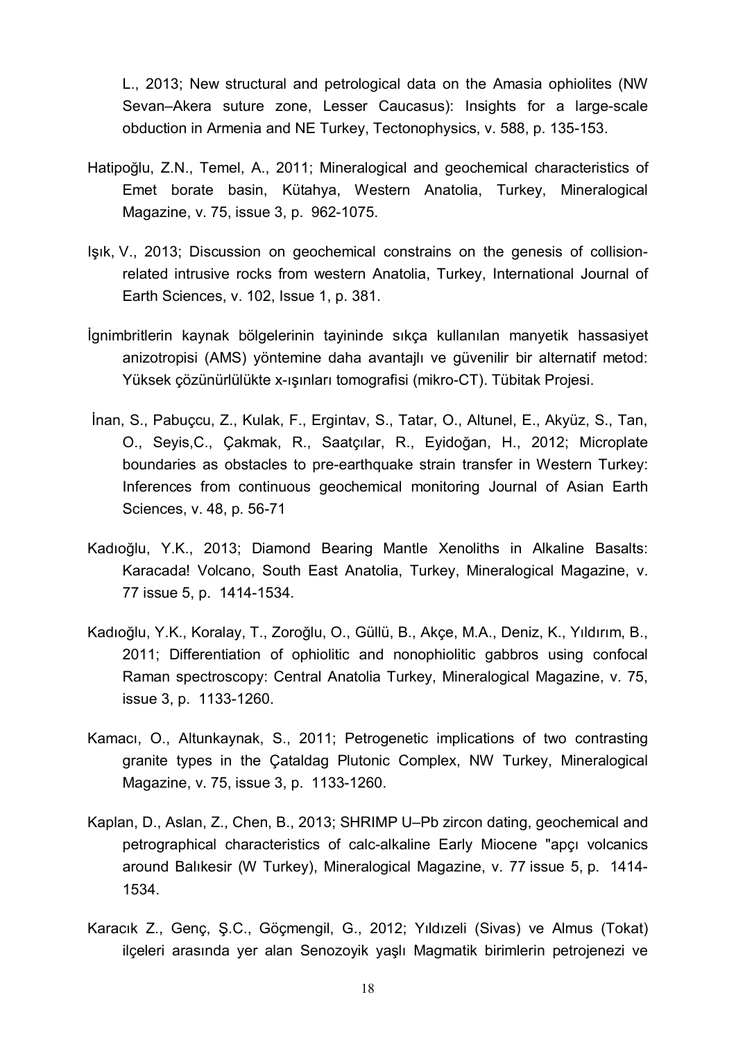L., 2013; New structural and petrological data on the Amasia ophiolites (NW Sevan–Akera suture zone, Lesser Caucasus): Insights for a large-scale obduction in Armenia and NE Turkey, Tectonophysics, v. 588, p. 135-153.

Hatipoğlu, Z.N., Temel, A., 2011; Mineralogical and geochemical characteristics of Emet borate basin, Kütahya, Western Anatolia, Turkey, Mineralogical Magazine, v. 75, issue 3, p. 962-1075.

Işık, V., 2013; Discussion on geochemical constrains on the genesis of collision-related intrusive rocks from western Anatolia, Turkey, International Journal of Earth Sciences, v. 102, Issue 1, p. 381.

İgnimbritlerin kaynak bölgelerinin tayininde sıkça kullanılan manyetik hassasiyet anizotropisi (AMS) yöntemine daha avantajlı ve güvenilir bir alternatif metod: Yüksek çözünürlülükte x-ışınları tomografisi (mikro-CT). Tübitak Projesi.

İnan, S., Pabuçcu, Z., Kulak, F., Ergintav, S., Tatar, O., Altunel, E., Akyüz, S., Tan, O., Seyis,C., Çakmak, R., Saatçılar, R., Eyidoğan, H., 2012; Microplate boundaries as obstacles to pre-earthquake strain transfer in Western Turkey: Inferences from continuous geochemical monitoring Journal of Asian Earth Sciences, v. 48, p. 56-71

Kadıoğlu, Y.K., 2013; Diamond Bearing Mantle Xenoliths in Alkaline Basalts: Karacada! Volcano, South East Anatolia, Turkey, Mineralogical Magazine, v. 77 issue 5, p. 1414-1534.

Kadıoğlu, Y.K., Koralay, T., Zoroğlu, O., Güllü, B., Akçe, M.A., Deniz, K., Yıldırım, B., 2011; Differentiation of ophiolitic and nonophiolitic gabbros using confocal Raman spectroscopy: Central Anatolia Turkey, Mineralogical Magazine, v. 75, issue 3, p. 1133-1260.

Kamacı, O., Altunkaynak, S., 2011; Petrogenetic implications of two contrasting granite types in the Çataldag Plutonic Complex, NW Turkey, Mineralogical Magazine, v. 75, issue 3, p. 1133-1260.

Kaplan, D., Aslan, Z., Chen, B., 2013; SHRIMP U–Pb zircon dating, geochemical and petrographical characteristics of calc-alkaline Early Miocene "apçı volcanics around Balıkesir (W Turkey), Mineralogical Magazine, v. 77 issue 5, p. 1414-1534.

Karacık Z., Genç, Ş.C., Göçmengil, G., 2012; Yıldızeli (Sivas) ve Almus (Tokat) ilçeleri arasında yer alan Senozoyik yaşlı Magmatik birimlerin petrojenezi ve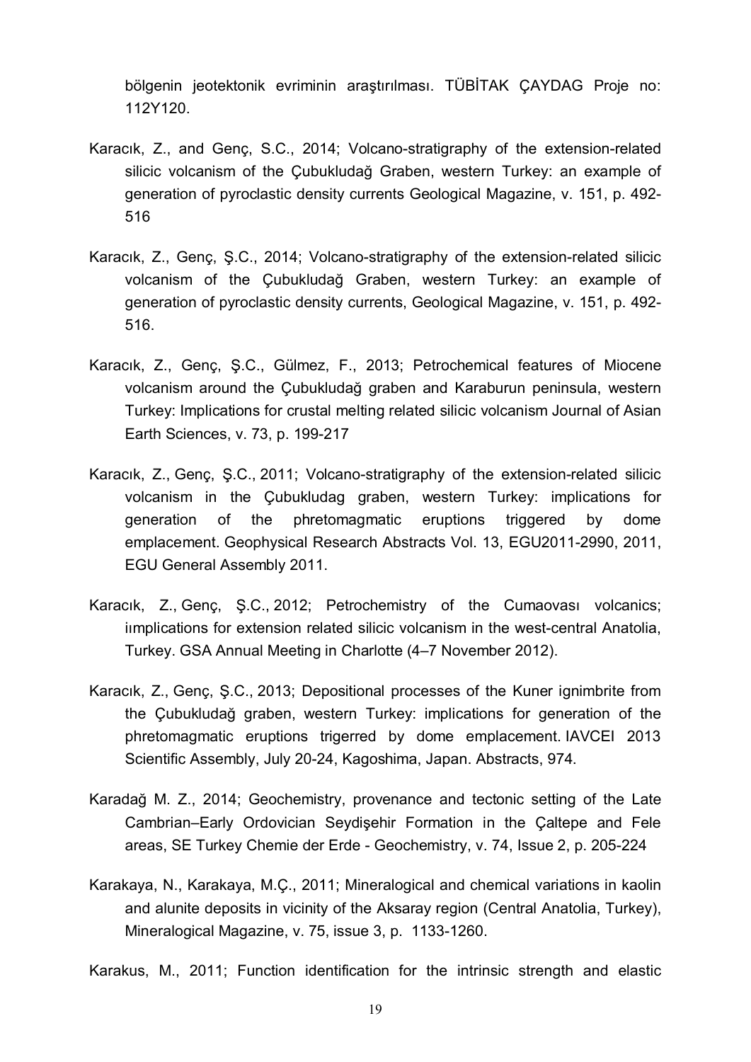bölgenin jeotektonik evriminin araştırılması. TÜBİTAK ÇAYDAG Proje no: 112Y120.

Karacık, Z., and Genç, S.C., 2014; Volcano-stratigraphy of the extension-related silicic volcanism of the Çubukludağ Graben, western Turkey: an example of generation of pyroclastic density currents Geological Magazine, v. 151, p. 492-516

Karacık, Z., Genç, Ş.C., 2014; Volcano-stratigraphy of the extension-related silicic volcanism of the Çubukludağ Graben, western Turkey: an example of generation of pyroclastic density currents, Geological Magazine, v. 151, p. 492-516.

Karacık, Z., Genç, Ş.C., Gülmez, F., 2013; Petrochemical features of Miocene volcanism around the Çubukludağ graben and Karaburun peninsula, western Turkey: Implications for crustal melting related silicic volcanism Journal of Asian Earth Sciences, v. 73, p. 199-217

Karacık, Z., Genç, Ş.C., 2011; Volcano-stratigraphy of the extension-related silicic volcanism in the Çubukludag graben, western Turkey: implications for generation of the phretomagmatic eruptions triggered by dome emplacement. Geophysical Research Abstracts Vol. 13, EGU2011-2990, 2011, EGU General Assembly 2011.

Karacık, Z., Genç, Ş.C., 2012; Petrochemistry of the Cumaovası volcanics; iımplications for extension related silicic volcanism in the west-central Anatolia, Turkey. GSA Annual Meeting in Charlotte (4–7 November 2012).

Karacık, Z., Genç, Ş.C., 2013; Depositional processes of the Kuner ignimbrite from the Çubukludağ graben, western Turkey: implications for generation of the phretomagmatic eruptions trigerred by dome emplacement. IAVCEI 2013 Scientific Assembly, July 20-24, Kagoshima, Japan. Abstracts, 974.

Karadağ M. Z., 2014; Geochemistry, provenance and tectonic setting of the Late Cambrian–Early Ordovician Seydişehir Formation in the Çaltepe and Fele areas, SE Turkey Chemie der Erde - Geochemistry, v. 74, Issue 2, p. 205-224

Karakaya, N., Karakaya, M.Ç., 2011; Mineralogical and chemical variations in kaolin and alunite deposits in vicinity of the Aksaray region (Central Anatolia, Turkey), Mineralogical Magazine, v. 75, issue 3, p. 1133-1260.

Karakus, M., 2011; Function identification for the intrinsic strength and elastic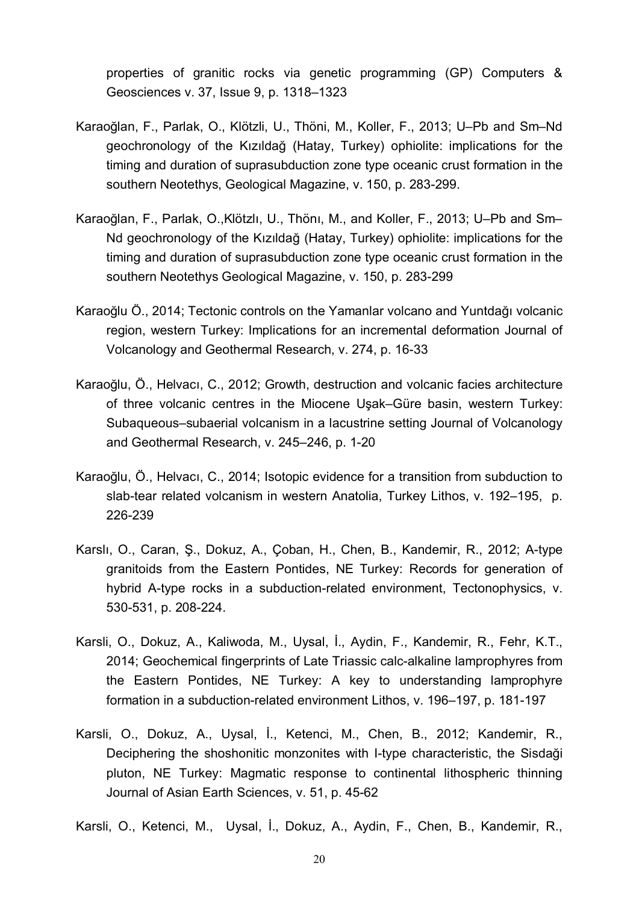properties of granitic rocks via genetic programming (GP) Computers & Geosciences v. 37, Issue 9, p. 1318–1323

Karaoğlan, F., Parlak, O., Klötzli, U., Thöni, M., Koller, F., 2013; U–Pb and Sm–Nd geochronology of the Kızıldağ (Hatay, Turkey) ophiolite: implications for the timing and duration of suprasubduction zone type oceanic crust formation in the southern Neotethys, Geological Magazine, v. 150, p. 283-299.

Karaoğlan, F., Parlak, O.,Klötzlı, U., Thönı, M., and Koller, F., 2013; U–Pb and Sm–Nd geochronology of the Kızıldağ (Hatay, Turkey) ophiolite: implications for the timing and duration of suprasubduction zone type oceanic crust formation in the southern Neotethys Geological Magazine, v. 150, p. 283-299

Karaoğlu Ö., 2014; Tectonic controls on the Yamanlar volcano and Yuntdağı volcanic region, western Turkey: Implications for an incremental deformation Journal of Volcanology and Geothermal Research, v. 274, p. 16-33

Karaoğlu, Ö., Helvacı, C., 2012; Growth, destruction and volcanic facies architecture of three volcanic centres in the Miocene Uşak–Güre basin, western Turkey: Subaqueous–subaerial volcanism in a lacustrine setting Journal of Volcanology and Geothermal Research, v. 245–246, p. 1-20

Karaoğlu, Ö., Helvacı, C., 2014; Isotopic evidence for a transition from subduction to slab-tear related volcanism in western Anatolia, Turkey Lithos, v. 192–195, p. 226-239

Karslı, O., Caran, Ş., Dokuz, A., Çoban, H., Chen, B., Kandemir, R., 2012; A-type granitoids from the Eastern Pontides, NE Turkey: Records for generation of hybrid A-type rocks in a subduction-related environment, Tectonophysics, v. 530-531, p. 208-224.

Karsli, O., Dokuz, A., Kaliwoda, M., Uysal, İ., Aydin, F., Kandemir, R., Fehr, K.T., 2014; Geochemical fingerprints of Late Triassic calc-alkaline lamprophyres from the Eastern Pontides, NE Turkey: A key to understanding lamprophyre formation in a subduction-related environment Lithos, v. 196–197, p. 181-197

Karsli, O., Dokuz, A., Uysal, İ., Ketenci, M., Chen, B., 2012; Kandemir, R., Deciphering the shoshonitic monzonites with I-type characteristic, the Sisdaği pluton, NE Turkey: Magmatic response to continental lithospheric thinning Journal of Asian Earth Sciences, v. 51, p. 45-62

Karsli, O., Ketenci, M., Uysal, İ., Dokuz, A., Aydin, F., Chen, B., Kandemir, R.,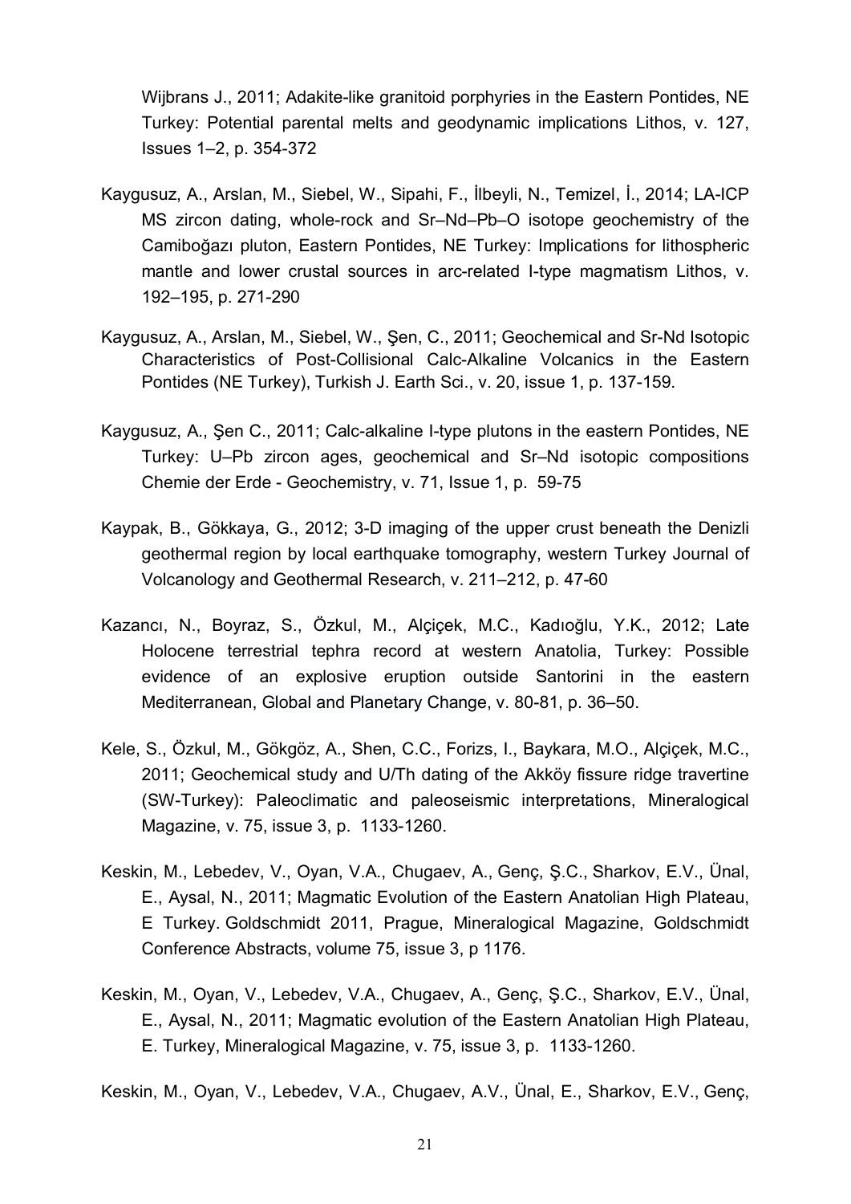Wijbrans J., 2011; Adakite-like granitoid porphyries in the Eastern Pontides, NE Turkey: Potential parental melts and geodynamic implications Lithos, v. 127, Issues 1–2, p. 354-372

Kaygusuz, A., Arslan, M., Siebel, W., Sipahi, F., İlbeyli, N., Temizel, İ., 2014; LA-ICP MS zircon dating, whole-rock and Sr–Nd–Pb–O isotope geochemistry of the Camiboğazı pluton, Eastern Pontides, NE Turkey: Implications for lithospheric mantle and lower crustal sources in arc-related I-type magmatism Lithos, v. 192–195, p. 271-290

Kaygusuz, A., Arslan, M., Siebel, W., Şen, C., 2011; Geochemical and Sr-Nd Isotopic Characteristics of Post-Collisional Calc-Alkaline Volcanics in the Eastern Pontides (NE Turkey), Turkish J. Earth Sci., v. 20, issue 1, p. 137-159.

Kaygusuz, A., Şen C., 2011; Calc-alkaline I-type plutons in the eastern Pontides, NE Turkey: U–Pb zircon ages, geochemical and Sr–Nd isotopic compositions Chemie der Erde - Geochemistry, v. 71, Issue 1, p. 59-75

Kaypak, B., Gökkaya, G., 2012; 3-D imaging of the upper crust beneath the Denizli geothermal region by local earthquake tomography, western Turkey Journal of Volcanology and Geothermal Research, v. 211–212, p. 47-60

Kazancı, N., Boyraz, S., Özkul, M., Alçiçek, M.C., Kadıoğlu, Y.K., 2012; Late Holocene terrestrial tephra record at western Anatolia, Turkey: Possible evidence of an explosive eruption outside Santorini in the eastern Mediterranean, Global and Planetary Change, v. 80-81, p. 36–50.

Kele, S., Özkul, M., Gökgöz, A., Shen, C.C., Forizs, I., Baykara, M.O., Alçiçek, M.C., 2011; Geochemical study and U/Th dating of the Akköy fissure ridge travertine (SW-Turkey): Paleoclimatic and paleoseismic interpretations, Mineralogical Magazine, v. 75, issue 3, p. 1133-1260.

Keskin, M., Lebedev, V., Oyan, V.A., Chugaev, A., Genç, Ş.C., Sharkov, E.V., Ünal, E., Aysal, N., 2011; Magmatic Evolution of the Eastern Anatolian High Plateau, E Turkey. Goldschmidt 2011, Prague, Mineralogical Magazine, Goldschmidt Conference Abstracts, volume 75, issue 3, p 1176.

Keskin, M., Oyan, V., Lebedev, V.A., Chugaev, A., Genç, Ş.C., Sharkov, E.V., Ünal, E., Aysal, N., 2011; Magmatic evolution of the Eastern Anatolian High Plateau, E. Turkey, Mineralogical Magazine, v. 75, issue 3, p. 1133-1260.

Keskin, M., Oyan, V., Lebedev, V.A., Chugaev, A.V., Ünal, E., Sharkov, E.V., Genç,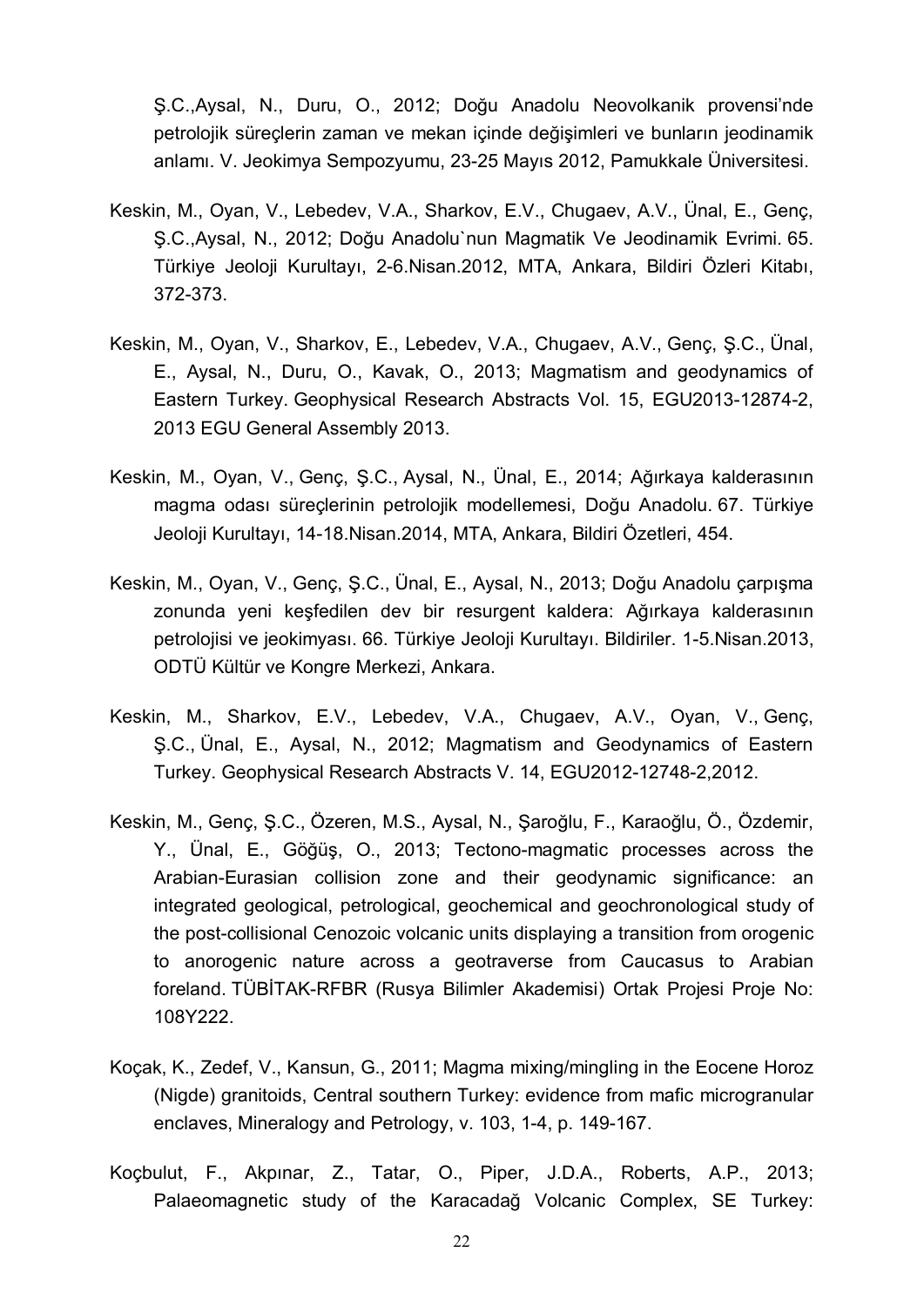Ş.C.,Aysal, N., Duru, O., 2012; Doğu Anadolu Neovolkanik provensi'nde petrolojik süreçlerin zaman ve mekan içinde değişimleri ve bunların jeodinamik anlamı. V. Jeokimya Sempozyumu, 23-25 Mayıs 2012, Pamukkale Üniversitesi.

Keskin, M., Oyan, V., Lebedev, V.A., Sharkov, E.V., Chugaev, A.V., Ünal, E., Genç, Ş.C.,Aysal, N., 2012; Doğu Anadolu`nun Magmatik Ve Jeodinamik Evrimi. 65. Türkiye Jeoloji Kurultayı, 2-6.Nisan.2012, MTA, Ankara, Bildiri Özleri Kitabı, 372-373.

Keskin, M., Oyan, V., Sharkov, E., Lebedev, V.A., Chugaev, A.V., Genç, Ş.C., Ünal, E., Aysal, N., Duru, O., Kavak, O., 2013; Magmatism and geodynamics of Eastern Turkey. Geophysical Research Abstracts Vol. 15, EGU2013-12874-2, 2013 EGU General Assembly 2013.

Keskin, M., Oyan, V., Genç, Ş.C., Aysal, N., Ünal, E., 2014; Ağırkaya kalderasının magma odası süreçlerinin petrolojik modellemesi, Doğu Anadolu. 67. Türkiye Jeoloji Kurultayı, 14-18.Nisan.2014, MTA, Ankara, Bildiri Özetleri, 454.

Keskin, M., Oyan, V., Genç, Ş.C., Ünal, E., Aysal, N., 2013; Doğu Anadolu çarpışma zonunda yeni keşfedilen dev bir resurgent kaldera: Ağırkaya kalderasının petrolojisi ve jeokimyası. 66. Türkiye Jeoloji Kurultayı. Bildiriler. 1-5.Nisan.2013, ODTÜ Kültür ve Kongre Merkezi, Ankara.

Keskin, M., Sharkov, E.V., Lebedev, V.A., Chugaev, A.V., Oyan, V., Genç, Ş.C., Ünal, E., Aysal, N., 2012; Magmatism and Geodynamics of Eastern Turkey. Geophysical Research Abstracts V. 14, EGU2012-12748-2,2012.

Keskin, M., Genç, Ş.C., Özeren, M.S., Aysal, N., Şaroğlu, F., Karaoğlu, Ö., Özdemir, Y., Ünal, E., Göğüş, O., 2013; Tectono-magmatic processes across the Arabian-Eurasian collision zone and their geodynamic significance: an integrated geological, petrological, geochemical and geochronological study of the post-collisional Cenozoic volcanic units displaying a transition from orogenic to anorogenic nature across a geotraverse from Caucasus to Arabian foreland. TÜBİTAK-RFBR (Rusya Bilimler Akademisi) Ortak Projesi Proje No: 108Y222.

Koçak, K., Zedef, V., Kansun, G., 2011; Magma mixing/mingling in the Eocene Horoz (Nigde) granitoids, Central southern Turkey: evidence from mafic microgranular enclaves, Mineralogy and Petrology, v. 103, 1-4, p. 149-167.

Koçbulut, F., Akpınar, Z., Tatar, O., Piper, J.D.A., Roberts, A.P., 2013; Palaeomagnetic study of the Karacadağ Volcanic Complex, SE Turkey: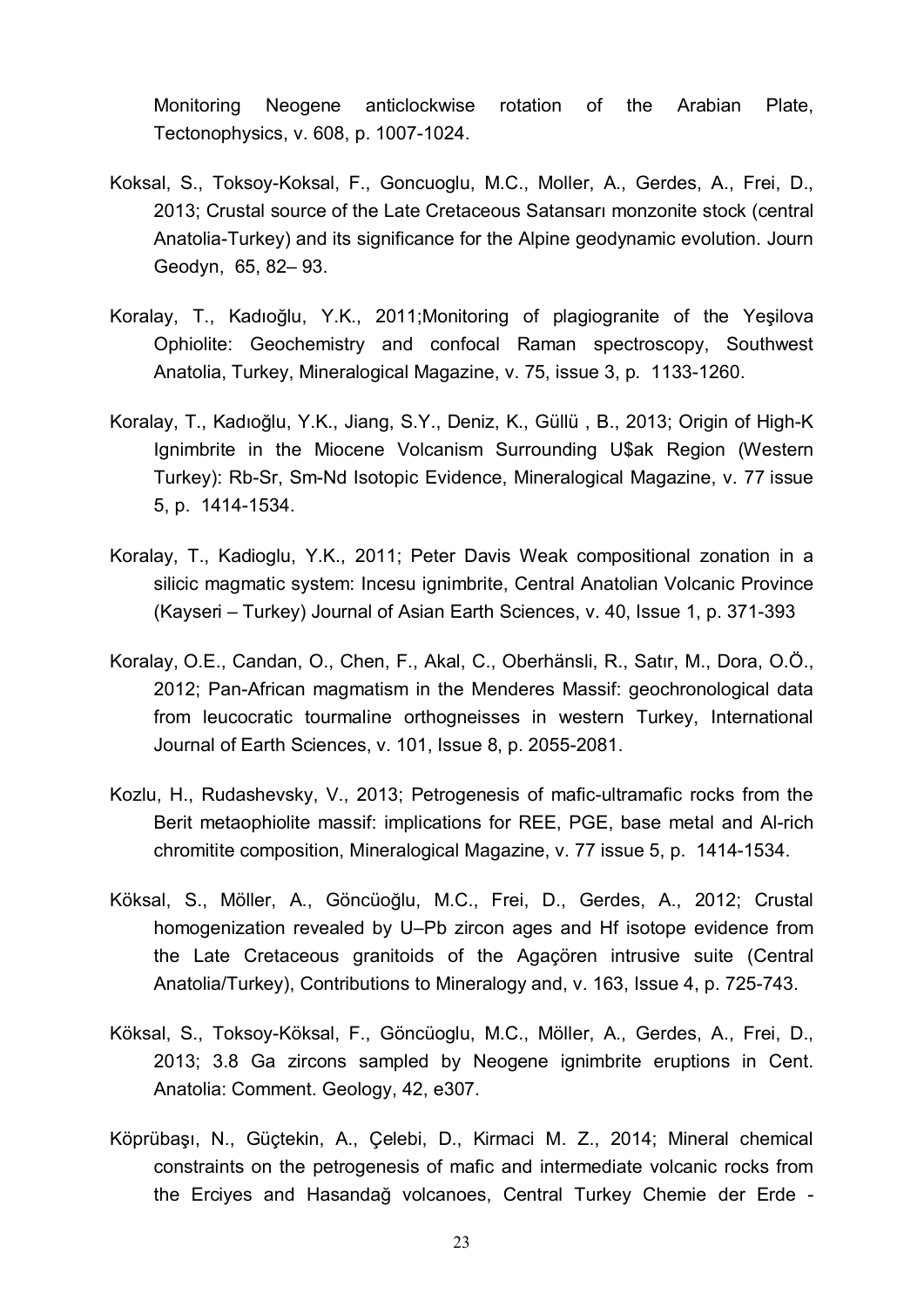Monitoring Neogene anticlockwise rotation of the Arabian Plate, Tectonophysics, v. 608, p. 1007-1024.

Koksal, S., Toksoy-Koksal, F., Goncuoglu, M.C., Moller, A., Gerdes, A., Frei, D., 2013; Crustal source of the Late Cretaceous Satansarı monzonite stock (central Anatolia-Turkey) and its significance for the Alpine geodynamic evolution. Journ Geodyn, 65, 82– 93.

Koralay, T., Kadıoğlu, Y.K., 2011;Monitoring of plagiogranite of the Yeşilova Ophiolite: Geochemistry and confocal Raman spectroscopy, Southwest Anatolia, Turkey, Mineralogical Magazine, v. 75, issue 3, p. 1133-1260.

Koralay, T., Kadıoğlu, Y.K., Jiang, S.Y., Deniz, K., Güllü , B., 2013; Origin of High-K Ignimbrite in the Miocene Volcanism Surrounding U$ak Region (Western Turkey): Rb-Sr, Sm-Nd Isotopic Evidence, Mineralogical Magazine, v. 77 issue 5, p. 1414-1534.

Koralay, T., Kadioglu, Y.K., 2011; Peter Davis Weak compositional zonation in a silicic magmatic system: Incesu ignimbrite, Central Anatolian Volcanic Province (Kayseri – Turkey) Journal of Asian Earth Sciences, v. 40, Issue 1, p. 371-393

Koralay, O.E., Candan, O., Chen, F., Akal, C., Oberhänsli, R., Satır, M., Dora, O.Ö., 2012; Pan-African magmatism in the Menderes Massif: geochronological data from leucocratic tourmaline orthogneisses in western Turkey, International Journal of Earth Sciences, v. 101, Issue 8, p. 2055-2081.

Kozlu, H., Rudashevsky, V., 2013; Petrogenesis of mafic-ultramafic rocks from the Berit metaophiolite massif: implications for REE, PGE, base metal and Al-rich chromitite composition, Mineralogical Magazine, v. 77 issue 5, p. 1414-1534.

Köksal, S., Möller, A., Göncüoğlu, M.C., Frei, D., Gerdes, A., 2012; Crustal homogenization revealed by U–Pb zircon ages and Hf isotope evidence from the Late Cretaceous granitoids of the Agaçören intrusive suite (Central Anatolia/Turkey), Contributions to Mineralogy and, v. 163, Issue 4, p. 725-743.

Köksal, S., Toksoy-Köksal, F., Göncüoglu, M.C., Möller, A., Gerdes, A., Frei, D., 2013; 3.8 Ga zircons sampled by Neogene ignimbrite eruptions in Cent. Anatolia: Comment. Geology, 42, e307.

Köprübaşı, N., Güçtekin, A., Çelebi, D., Kirmaci M. Z., 2014; Mineral chemical constraints on the petrogenesis of mafic and intermediate volcanic rocks from the Erciyes and Hasandağ volcanoes, Central Turkey Chemie der Erde -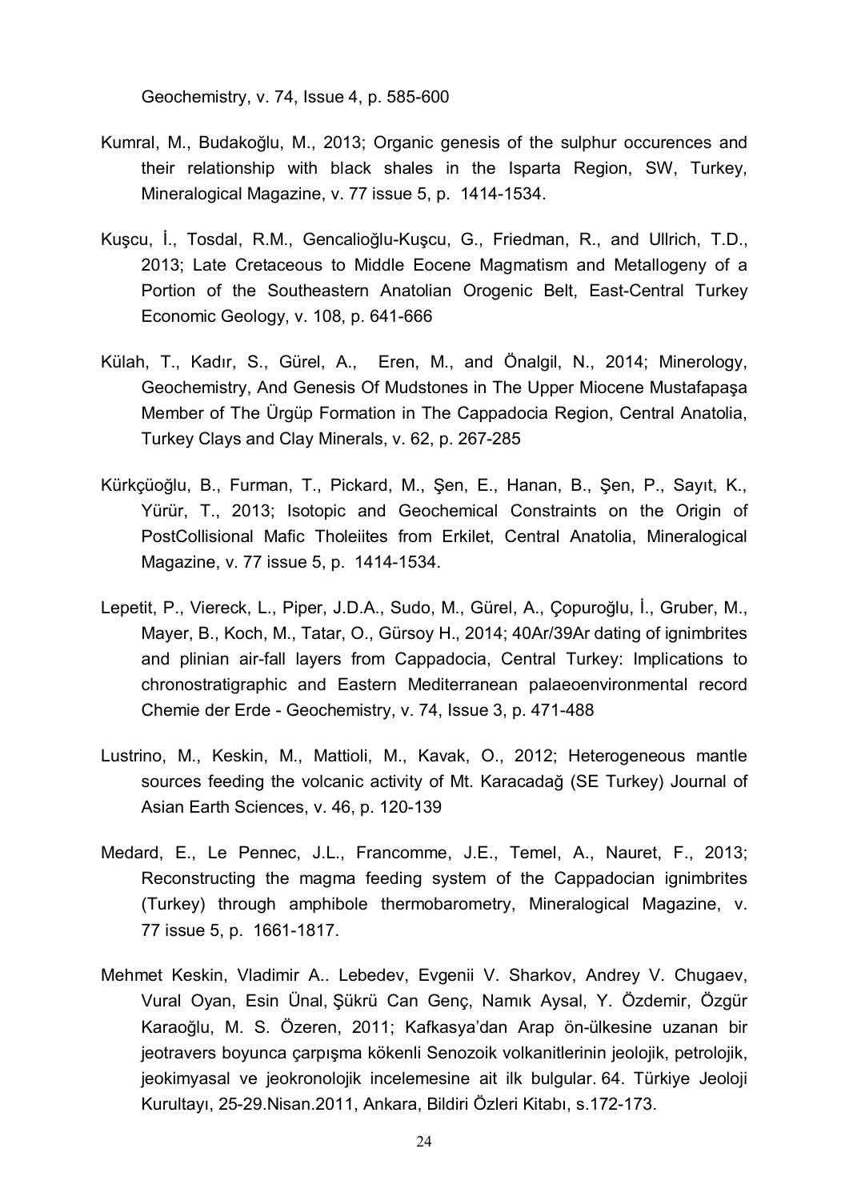Geochemistry, v. 74, Issue 4, p. 585-600

Kumral, M., Budakoğlu, M., 2013; Organic genesis of the sulphur occurences and their relationship with black shales in the Isparta Region, SW, Turkey, Mineralogical Magazine, v. 77 issue 5, p. 1414-1534.

Kuşcu, İ., Tosdal, R.M., Gencalioğlu-Kuşcu, G., Friedman, R., and Ullrich, T.D., 2013; Late Cretaceous to Middle Eocene Magmatism and Metallogeny of a Portion of the Southeastern Anatolian Orogenic Belt, East-Central Turkey Economic Geology, v. 108, p. 641-666

Külah, T., Kadır, S., Gürel, A., Eren, M., and Önalgil, N., 2014; Minerology, Geochemistry, And Genesis Of Mudstones in The Upper Miocene Mustafapaşa Member of The Ürgüp Formation in The Cappadocia Region, Central Anatolia, Turkey Clays and Clay Minerals, v. 62, p. 267-285

Kürkçüoğlu, B., Furman, T., Pickard, M., Şen, E., Hanan, B., Şen, P., Sayıt, K., Yürür, T., 2013; Isotopic and Geochemical Constraints on the Origin of PostCollisional Mafic Tholeiites from Erkilet, Central Anatolia, Mineralogical Magazine, v. 77 issue 5, p. 1414-1534.

Lepetit, P., Viereck, L., Piper, J.D.A., Sudo, M., Gürel, A., Çopuroğlu, İ., Gruber, M., Mayer, B., Koch, M., Tatar, O., Gürsoy H., 2014; 40Ar/39Ar dating of ignimbrites and plinian air-fall layers from Cappadocia, Central Turkey: Implications to chronostratigraphic and Eastern Mediterranean palaeoenvironmental record Chemie der Erde - Geochemistry, v. 74, Issue 3, p. 471-488

Lustrino, M., Keskin, M., Mattioli, M., Kavak, O., 2012; Heterogeneous mantle sources feeding the volcanic activity of Mt. Karacadağ (SE Turkey) Journal of Asian Earth Sciences, v. 46, p. 120-139

Medard, E., Le Pennec, J.L., Francomme, J.E., Temel, A., Nauret, F., 2013; Reconstructing the magma feeding system of the Cappadocian ignimbrites (Turkey) through amphibole thermobarometry, Mineralogical Magazine, v. 77 issue 5, p. 1661-1817.

Mehmet Keskin, Vladimir A.. Lebedev, Evgenii V. Sharkov, Andrey V. Chugaev, Vural Oyan, Esin Ünal, Şükrü Can Genç, Namık Aysal, Y. Özdemir, Özgür Karaoğlu, M. S. Özeren, 2011; Kafkasya'dan Arap ön-ülkesine uzanan bir jeotravers boyunca çarpışma kökenli Senozoik volkanitlerinin jeolojik, petrolojik, jeokimyasal ve jeokronolojik incelemesine ait ilk bulgular. 64. Türkiye Jeoloji Kurultayı, 25-29.Nisan.2011, Ankara, Bildiri Özleri Kitabı, s.172-173.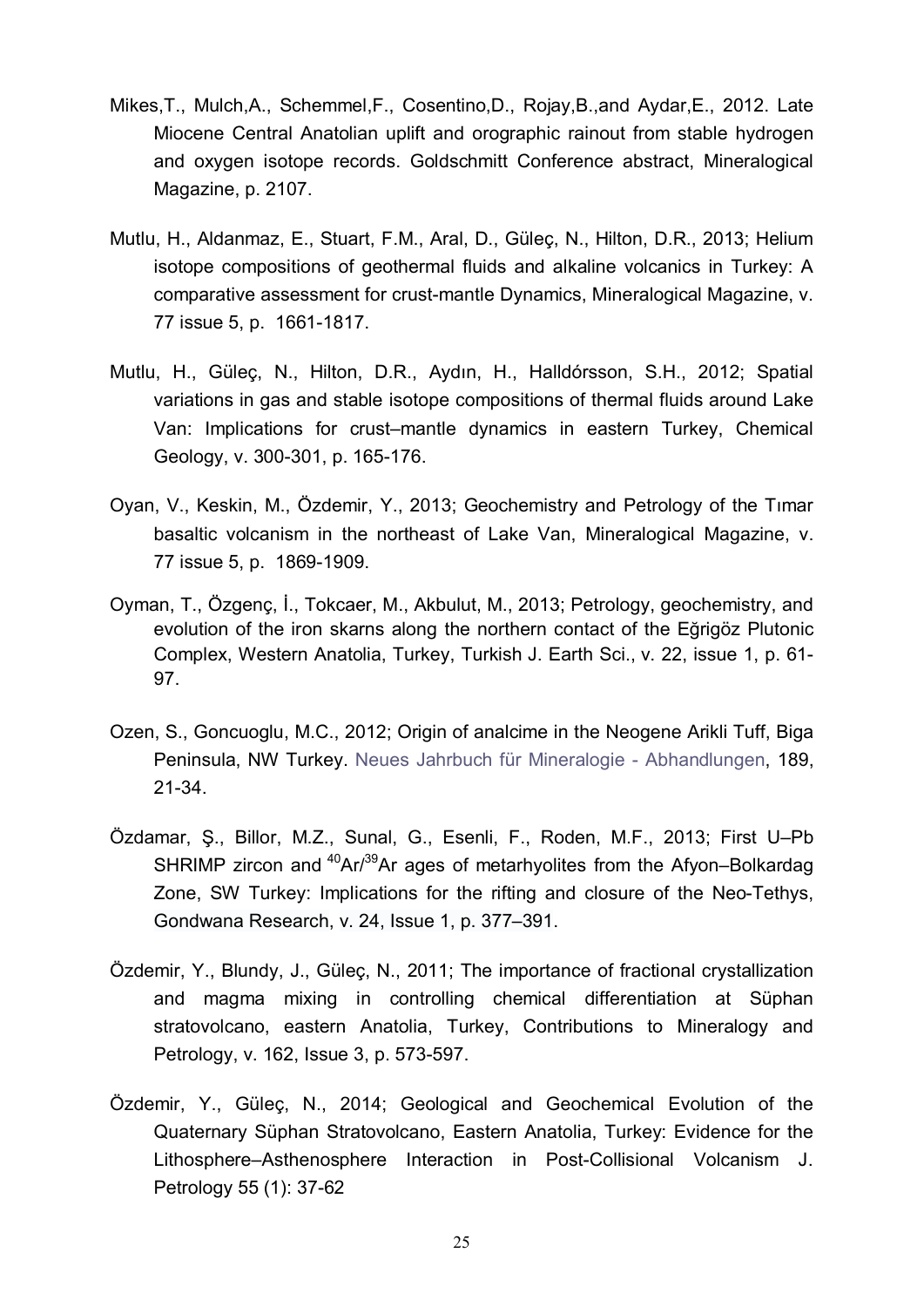Mikes,T., Mulch,A., Schemmel,F., Cosentino,D., Rojay,B.,and Aydar,E., 2012. Late Miocene Central Anatolian uplift and orographic rainout from stable hydrogen and oxygen isotope records. Goldschmitt Conference abstract, Mineralogical Magazine, p. 2107.

Mutlu, H., Aldanmaz, E., Stuart, F.M., Aral, D., Güleç, N., Hilton, D.R., 2013; Helium isotope compositions of geothermal fluids and alkaline volcanics in Turkey: A comparative assessment for crust-mantle Dynamics, Mineralogical Magazine, v. 77 issue 5, p. 1661-1817.

Mutlu, H., Güleç, N., Hilton, D.R., Aydın, H., Halldórsson, S.H., 2012; Spatial variations in gas and stable isotope compositions of thermal fluids around Lake Van: Implications for crust–mantle dynamics in eastern Turkey, Chemical Geology, v. 300-301, p. 165-176.

Oyan, V., Keskin, M., Özdemir, Y., 2013; Geochemistry and Petrology of the Tımar basaltic volcanism in the northeast of Lake Van, Mineralogical Magazine, v. 77 issue 5, p. 1869-1909.

Oyman, T., Özgenç, İ., Tokcaer, M., Akbulut, M., 2013; Petrology, geochemistry, and evolution of the iron skarns along the northern contact of the Eğrigöz Plutonic Complex, Western Anatolia, Turkey, Turkish J. Earth Sci., v. 22, issue 1, p. 61-97.

Ozen, S., Goncuoglu, M.C., 2012; Origin of analcime in the Neogene Arikli Tuff, Biga Peninsula, NW Turkey. Neues Jahrbuch für Mineralogie - Abhandlungen, 189, 21-34.

Özdamar, Ş., Billor, M.Z., Sunal, G., Esenli, F., Roden, M.F., 2013; First U–Pb SHRIMP zircon and $^{40}Ar/^{39}Ar$ ages of metarhyolites from the Afyon–Bolkardag Zone, SW Turkey: Implications for the rifting and closure of the Neo-Tethys, Gondwana Research, v. 24, Issue 1, p. 377–391.

Özdemir, Y., Blundy, J., Güleç, N., 2011; The importance of fractional crystallization and magma mixing in controlling chemical differentiation at Süphan stratovolcano, eastern Anatolia, Turkey, Contributions to Mineralogy and Petrology, v. 162, Issue 3, p. 573-597.

Özdemir, Y., Güleç, N., 2014; Geological and Geochemical Evolution of the Quaternary Süphan Stratovolcano, Eastern Anatolia, Turkey: Evidence for the Lithosphere–Asthenosphere Interaction in Post-Collisional Volcanism J. Petrology 55 (1): 37-62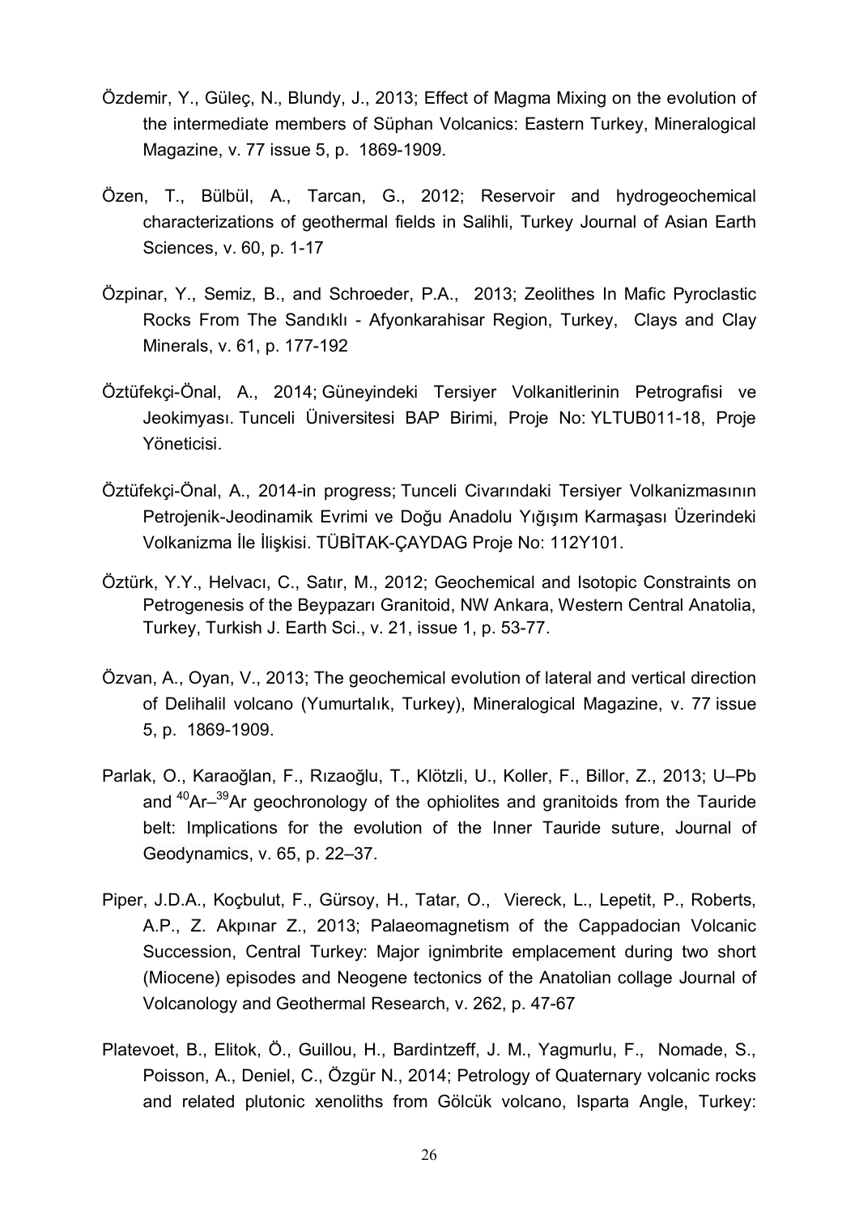Özdemir, Y., Güleç, N., Blundy, J., 2013; Effect of Magma Mixing on the evolution of the intermediate members of Süphan Volcanics: Eastern Turkey, Mineralogical Magazine, v. 77 issue 5, p. 1869-1909.

Özen, T., Bülbül, A., Tarcan, G., 2012; Reservoir and hydrogeochemical characterizations of geothermal fields in Salihli, Turkey Journal of Asian Earth Sciences, v. 60, p. 1-17

Özpinar, Y., Semiz, B., and Schroeder, P.A., 2013; Zeolithes In Mafic Pyroclastic Rocks From The Sandıklı - Afyonkarahisar Region, Turkey, Clays and Clay Minerals, v. 61, p. 177-192

Öztüfekçi-Önal, A., 2014; Güneyindeki Tersiyer Volkanitlerinin Petrografisi ve Jeokimyası. Tunceli Üniversitesi BAP Birimi, Proje No: YLTUB011-18, Proje Yöneticisi.

Öztüfekçi-Önal, A., 2014-in progress; Tunceli Civarındaki Tersiyer Volkanizmasının Petrojenik-Jeodinamik Evrimi ve Doğu Anadolu Yığışım Karmaşası Üzerindeki Volkanizma İle İlişkisi. TÜBİTAK-ÇAYDAG Proje No: 112Y101.

Öztürk, Y.Y., Helvacı, C., Satır, M., 2012; Geochemical and Isotopic Constraints on Petrogenesis of the Beypazarı Granitoid, NW Ankara, Western Central Anatolia, Turkey, Turkish J. Earth Sci., v. 21, issue 1, p. 53-77.

Özvan, A., Oyan, V., 2013; The geochemical evolution of lateral and vertical direction of Delihalil volcano (Yumurtalık, Turkey), Mineralogical Magazine, v. 77 issue 5, p. 1869-1909.

Parlak, O., Karaoğlan, F., Rızaoğlu, T., Klötzli, U., Koller, F., Billor, Z., 2013; U–Pb and $^{40}Ar$–$^{39}Ar$ geochronology of the ophiolites and granitoids from the Tauride belt: Implications for the evolution of the Inner Tauride suture, Journal of Geodynamics, v. 65, p. 22–37.

Piper, J.D.A., Koçbulut, F., Gürsoy, H., Tatar, O., Viereck, L., Lepetit, P., Roberts, A.P., Z. Akpınar Z., 2013; Palaeomagnetism of the Cappadocian Volcanic Succession, Central Turkey: Major ignimbrite emplacement during two short (Miocene) episodes and Neogene tectonics of the Anatolian collage Journal of Volcanology and Geothermal Research, v. 262, p. 47-67

Platevoet, B., Elitok, Ö., Guillou, H., Bardintzeff, J. M., Yagmurlu, F., Nomade, S., Poisson, A., Deniel, C., Özgür N., 2014; Petrology of Quaternary volcanic rocks and related plutonic xenoliths from Gölcük volcano, Isparta Angle, Turkey: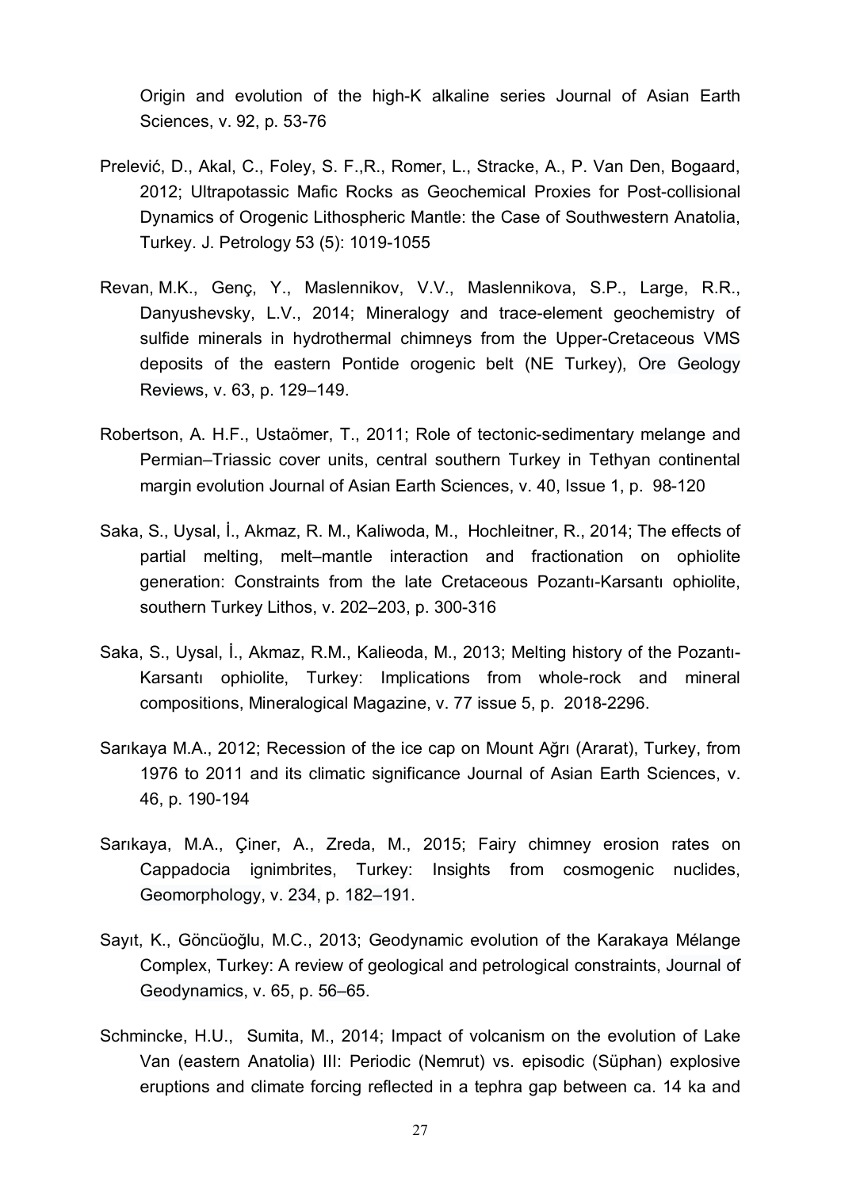Origin and evolution of the high-K alkaline series Journal of Asian Earth Sciences, v. 92, p. 53-76

Prelević, D., Akal, C., Foley, S. F.,R., Romer, L., Stracke, A., P. Van Den, Bogaard, 2012; Ultrapotassic Mafic Rocks as Geochemical Proxies for Post-collisional Dynamics of Orogenic Lithospheric Mantle: the Case of Southwestern Anatolia, Turkey. J. Petrology 53 (5): 1019-1055

Revan, M.K., Genç, Y., Maslennikov, V.V., Maslennikova, S.P., Large, R.R., Danyushevsky, L.V., 2014; Mineralogy and trace-element geochemistry of sulfide minerals in hydrothermal chimneys from the Upper-Cretaceous VMS deposits of the eastern Pontide orogenic belt (NE Turkey), Ore Geology Reviews, v. 63, p. 129–149.

Robertson, A. H.F., Ustaömer, T., 2011; Role of tectonic-sedimentary melange and Permian–Triassic cover units, central southern Turkey in Tethyan continental margin evolution Journal of Asian Earth Sciences, v. 40, Issue 1, p. 98-120

Saka, S., Uysal, İ., Akmaz, R. M., Kaliwoda, M., Hochleitner, R., 2014; The effects of partial melting, melt–mantle interaction and fractionation on ophiolite generation: Constraints from the late Cretaceous Pozantı-Karsantı ophiolite, southern Turkey Lithos, v. 202–203, p. 300-316

Saka, S., Uysal, İ., Akmaz, R.M., Kalieoda, M., 2013; Melting history of the Pozantı-Karsantı ophiolite, Turkey: Implications from whole-rock and mineral compositions, Mineralogical Magazine, v. 77 issue 5, p. 2018-2296.

Sarıkaya M.A., 2012; Recession of the ice cap on Mount Ağrı (Ararat), Turkey, from 1976 to 2011 and its climatic significance Journal of Asian Earth Sciences, v. 46, p. 190-194

Sarıkaya, M.A., Çiner, A., Zreda, M., 2015; Fairy chimney erosion rates on Cappadocia ignimbrites, Turkey: Insights from cosmogenic nuclides, Geomorphology, v. 234, p. 182–191.

Sayıt, K., Göncüoğlu, M.C., 2013; Geodynamic evolution of the Karakaya Mélange Complex, Turkey: A review of geological and petrological constraints, Journal of Geodynamics, v. 65, p. 56–65.

Schmincke, H.U., Sumita, M., 2014; Impact of volcanism on the evolution of Lake Van (eastern Anatolia) III: Periodic (Nemrut) vs. episodic (Süphan) explosive eruptions and climate forcing reflected in a tephra gap between ca. 14 ka and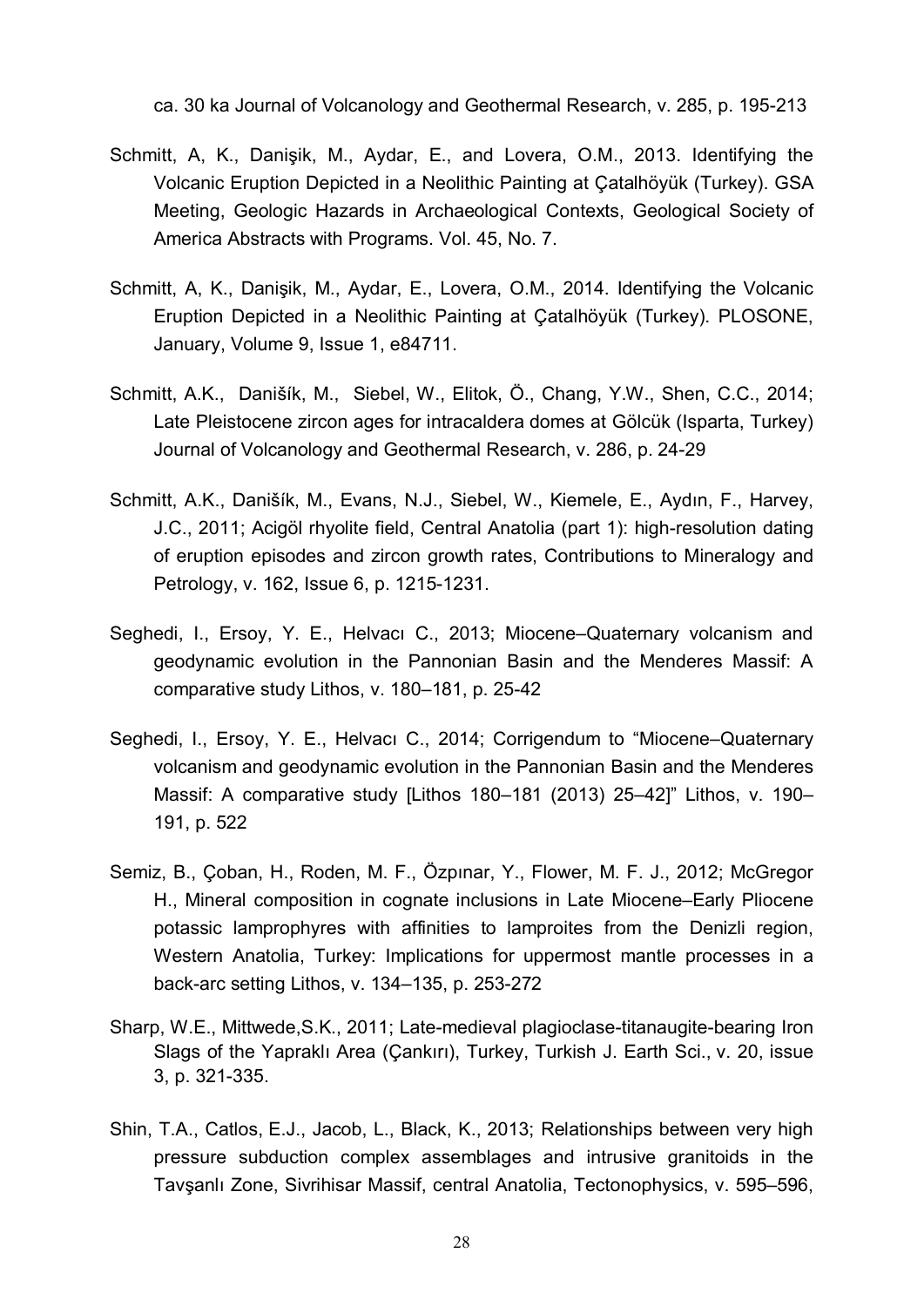ca. 30 ka Journal of Volcanology and Geothermal Research, v. 285, p. 195-213

Schmitt, A, K., Danişik, M., Aydar, E., and Lovera, O.M., 2013. Identifying the Volcanic Eruption Depicted in a Neolithic Painting at Çatalhöyük (Turkey). GSA Meeting, Geologic Hazards in Archaeological Contexts, Geological Society of America Abstracts with Programs. Vol. 45, No. 7.

Schmitt, A, K., Danişik, M., Aydar, E., Lovera, O.M., 2014. Identifying the Volcanic Eruption Depicted in a Neolithic Painting at Çatalhöyük (Turkey). PLOSONE, January, Volume 9, Issue 1, e84711.

Schmitt, A.K., Danišík, M., Siebel, W., Elitok, Ö., Chang, Y.W., Shen, C.C., 2014; Late Pleistocene zircon ages for intracaldera domes at Gölcük (Isparta, Turkey) Journal of Volcanology and Geothermal Research, v. 286, p. 24-29

Schmitt, A.K., Danišík, M., Evans, N.J., Siebel, W., Kiemele, E., Aydın, F., Harvey, J.C., 2011; Acigöl rhyolite field, Central Anatolia (part 1): high-resolution dating of eruption episodes and zircon growth rates, Contributions to Mineralogy and Petrology, v. 162, Issue 6, p. 1215-1231.

Seghedi, I., Ersoy, Y. E., Helvacı C., 2013; Miocene–Quaternary volcanism and geodynamic evolution in the Pannonian Basin and the Menderes Massif: A comparative study Lithos, v. 180–181, p. 25-42

Seghedi, I., Ersoy, Y. E., Helvacı C., 2014; Corrigendum to "Miocene–Quaternary volcanism and geodynamic evolution in the Pannonian Basin and the Menderes Massif: A comparative study [Lithos 180–181 (2013) 25–42]" Lithos, v. 190–191, p. 522

Semiz, B., Çoban, H., Roden, M. F., Özpınar, Y., Flower, M. F. J., 2012; McGregor H., Mineral composition in cognate inclusions in Late Miocene–Early Pliocene potassic lamprophyres with affinities to lamproites from the Denizli region, Western Anatolia, Turkey: Implications for uppermost mantle processes in a back-arc setting Lithos, v. 134–135, p. 253-272

Sharp, W.E., Mittwede,S.K., 2011; Late-medieval plagioclase-titanaugite-bearing Iron Slags of the Yapraklı Area (Çankırı), Turkey, Turkish J. Earth Sci., v. 20, issue 3, p. 321-335.

Shin, T.A., Catlos, E.J., Jacob, L., Black, K., 2013; Relationships between very high pressure subduction complex assemblages and intrusive granitoids in the Tavşanlı Zone, Sivrihisar Massif, central Anatolia, Tectonophysics, v. 595–596,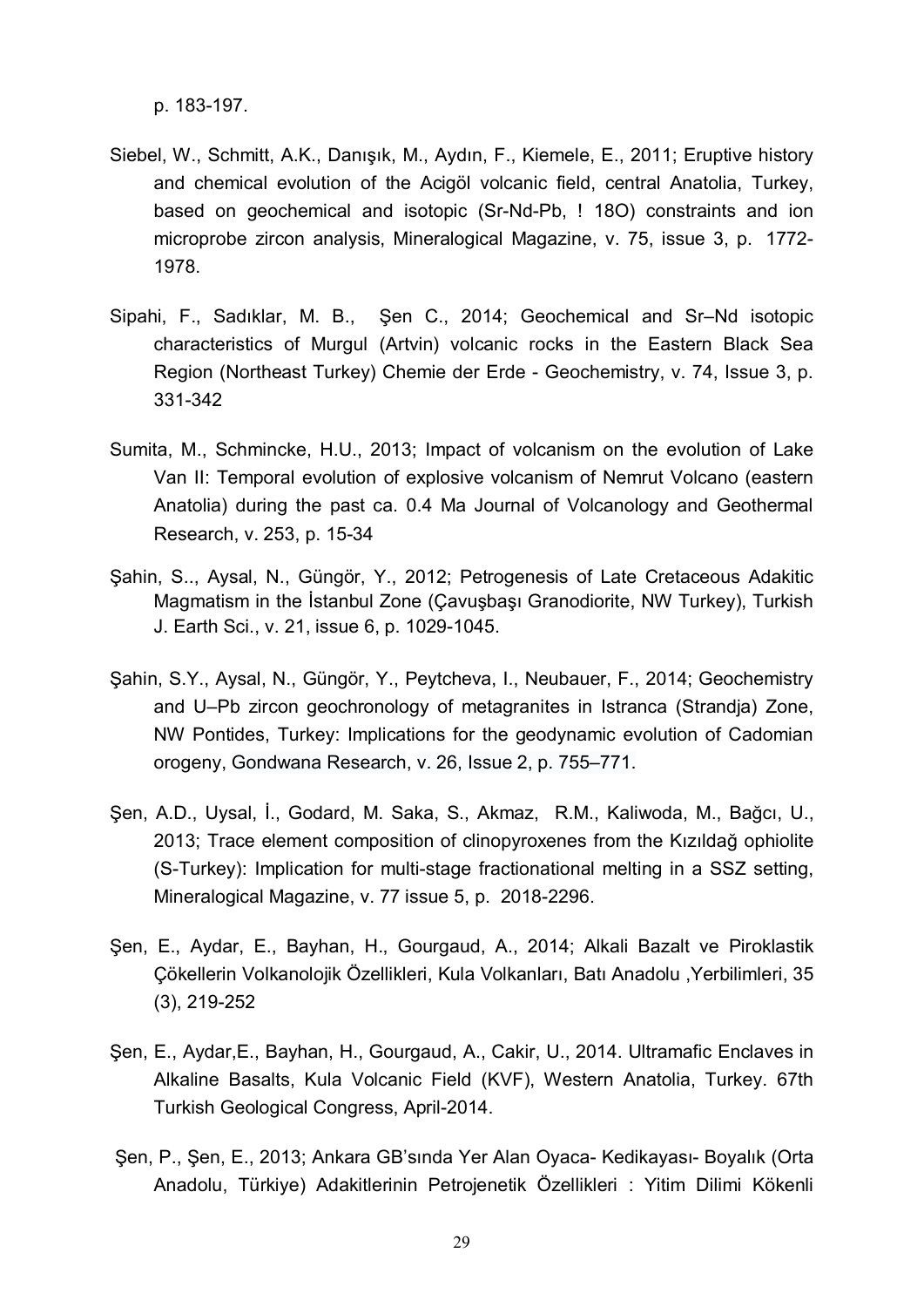p. 183-197.

Siebel, W., Schmitt, A.K., Danışık, M., Aydın, F., Kiemele, E., 2011; Eruptive history and chemical evolution of the Acigöl volcanic field, central Anatolia, Turkey, based on geochemical and isotopic (Sr-Nd-Pb, ! 18O) constraints and ion microprobe zircon analysis, Mineralogical Magazine, v. 75, issue 3, p. 1772-1978.

Sipahi, F., Sadıklar, M. B., Şen C., 2014; Geochemical and Sr–Nd isotopic characteristics of Murgul (Artvin) volcanic rocks in the Eastern Black Sea Region (Northeast Turkey) Chemie der Erde - Geochemistry, v. 74, Issue 3, p. 331-342

Sumita, M., Schmincke, H.U., 2013; Impact of volcanism on the evolution of Lake Van II: Temporal evolution of explosive volcanism of Nemrut Volcano (eastern Anatolia) during the past ca. 0.4 Ma Journal of Volcanology and Geothermal Research, v. 253, p. 15-34

Şahin, S.., Aysal, N., Güngör, Y., 2012; Petrogenesis of Late Cretaceous Adakitic Magmatism in the İstanbul Zone (Çavuşbaşı Granodiorite, NW Turkey), Turkish J. Earth Sci., v. 21, issue 6, p. 1029-1045.

Şahin, S.Y., Aysal, N., Güngör, Y., Peytcheva, I., Neubauer, F., 2014; Geochemistry and U–Pb zircon geochronology of metagranites in Istranca (Strandja) Zone, NW Pontides, Turkey: Implications for the geodynamic evolution of Cadomian orogeny, Gondwana Research, v. 26, Issue 2, p. 755–771.

Şen, A.D., Uysal, İ., Godard, M. Saka, S., Akmaz, R.M., Kaliwoda, M., Bağcı, U., 2013; Trace element composition of clinopyroxenes from the Kızıldağ ophiolite (S-Turkey): Implication for multi-stage fractionational melting in a SSZ setting, Mineralogical Magazine, v. 77 issue 5, p. 2018-2296.

Şen, E., Aydar, E., Bayhan, H., Gourgaud, A., 2014; Alkali Bazalt ve Piroklastik Çökellerin Volkanolojik Özellikleri, Kula Volkanları, Batı Anadolu ,Yerbilimleri, 35 (3), 219-252

Şen, E., Aydar,E., Bayhan, H., Gourgaud, A., Cakir, U., 2014. Ultramafic Enclaves in Alkaline Basalts, Kula Volcanic Field (KVF), Western Anatolia, Turkey. 67th Turkish Geological Congress, April-2014.

Şen, P., Şen, E., 2013; Ankara GB'sında Yer Alan Oyaca- Kedikayası- Boyalık (Orta Anadolu, Türkiye) Adakitlerinin Petrojenetik Özellikleri : Yitim Dilimi Kökenli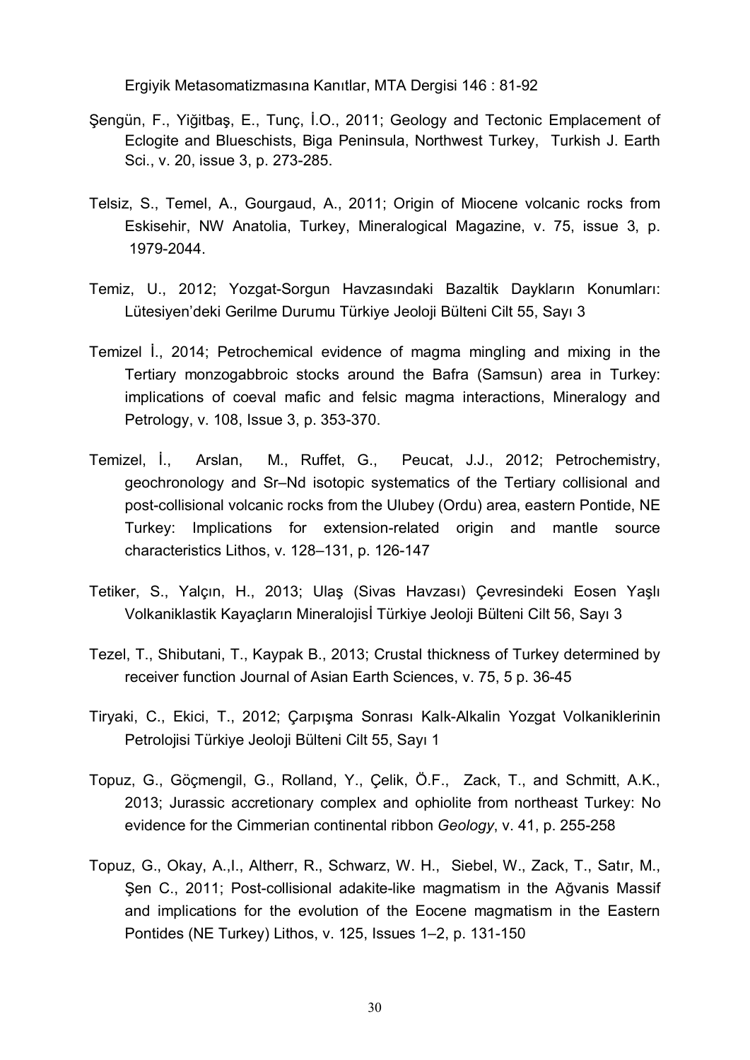Ergiyik Metasomatizmasına Kanıtlar, MTA Dergisi 146 : 81-92

Şengün, F., Yiğitbaş, E., Tunç, İ.O., 2011; Geology and Tectonic Emplacement of Eclogite and Blueschists, Biga Peninsula, Northwest Turkey, Turkish J. Earth Sci., v. 20, issue 3, p. 273-285.

Telsiz, S., Temel, A., Gourgaud, A., 2011; Origin of Miocene volcanic rocks from Eskisehir, NW Anatolia, Turkey, Mineralogical Magazine, v. 75, issue 3, p. 1979-2044.

Temiz, U., 2012; Yozgat-Sorgun Havzasındaki Bazaltik Daykların Konumları: Lütesiyen'deki Gerilme Durumu Türkiye Jeoloji Bülteni Cilt 55, Sayı 3

Temizel İ., 2014; Petrochemical evidence of magma mingling and mixing in the Tertiary monzogabbroic stocks around the Bafra (Samsun) area in Turkey: implications of coeval mafic and felsic magma interactions, Mineralogy and Petrology, v. 108, Issue 3, p. 353-370.

Temizel, İ., Arslan, M., Ruffet, G., Peucat, J.J., 2012; Petrochemistry, geochronology and Sr–Nd isotopic systematics of the Tertiary collisional and post-collisional volcanic rocks from the Ulubey (Ordu) area, eastern Pontide, NE Turkey: Implications for extension-related origin and mantle source characteristics Lithos, v. 128–131, p. 126-147

Tetiker, S., Yalçın, H., 2013; Ulaş (Sivas Havzası) Çevresindeki Eosen Yaşlı Volkaniklastik Kayaçların Mineralojisİ Türkiye Jeoloji Bülteni Cilt 56, Sayı 3

Tezel, T., Shibutani, T., Kaypak B., 2013; Crustal thickness of Turkey determined by receiver function Journal of Asian Earth Sciences, v. 75, 5 p. 36-45

Tiryaki, C., Ekici, T., 2012; Çarpışma Sonrası Kalk-Alkalin Yozgat Volkaniklerinin Petrolojisi Türkiye Jeoloji Bülteni Cilt 55, Sayı 1

Topuz, G., Göçmengil, G., Rolland, Y., Çelik, Ö.F., Zack, T., and Schmitt, A.K., 2013; Jurassic accretionary complex and ophiolite from northeast Turkey: No evidence for the Cimmerian continental ribbon *Geology*, v. 41, p. 255-258

Topuz, G., Okay, A.,I., Altherr, R., Schwarz, W. H., Siebel, W., Zack, T., Satır, M., Şen C., 2011; Post-collisional adakite-like magmatism in the Ağvanis Massif and implications for the evolution of the Eocene magmatism in the Eastern Pontides (NE Turkey) Lithos, v. 125, Issues 1–2, p. 131-150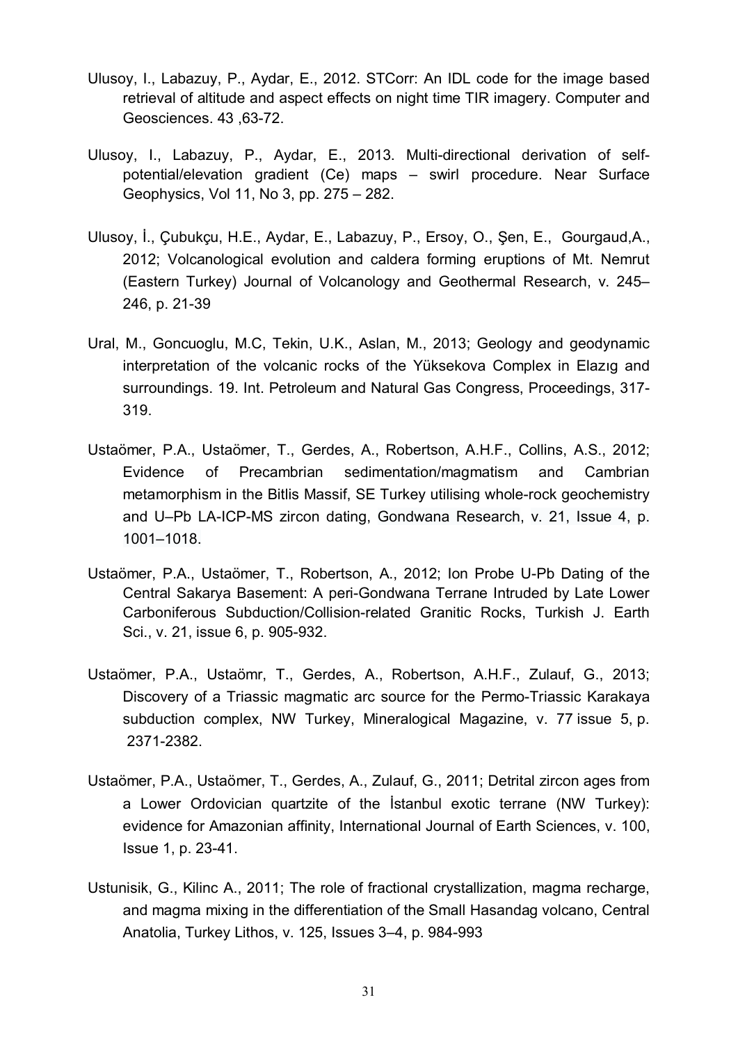Ulusoy, I., Labazuy, P., Aydar, E., 2012. STCorr: An IDL code for the image based retrieval of altitude and aspect effects on night time TIR imagery. Computer and Geosciences. 43 ,63-72.

Ulusoy, I., Labazuy, P., Aydar, E., 2013. Multi-directional derivation of self-potential/elevation gradient (Ce) maps – swirl procedure. Near Surface Geophysics, Vol 11, No 3, pp. 275 – 282.

Ulusoy, İ., Çubukçu, H.E., Aydar, E., Labazuy, P., Ersoy, O., Şen, E., Gourgaud,A., 2012; Volcanological evolution and caldera forming eruptions of Mt. Nemrut (Eastern Turkey) Journal of Volcanology and Geothermal Research, v. 245–246, p. 21-39

Ural, M., Goncuoglu, M.C, Tekin, U.K., Aslan, M., 2013; Geology and geodynamic interpretation of the volcanic rocks of the Yüksekova Complex in Elazıg and surroundings. 19. Int. Petroleum and Natural Gas Congress, Proceedings, 317-319.

Ustaömer, P.A., Ustaömer, T., Gerdes, A., Robertson, A.H.F., Collins, A.S., 2012; Evidence of Precambrian sedimentation/magmatism and Cambrian metamorphism in the Bitlis Massif, SE Turkey utilising whole-rock geochemistry and U–Pb LA-ICP-MS zircon dating, Gondwana Research, v. 21, Issue 4, p. 1001–1018.

Ustaömer, P.A., Ustaömer, T., Robertson, A., 2012; Ion Probe U-Pb Dating of the Central Sakarya Basement: A peri-Gondwana Terrane Intruded by Late Lower Carboniferous Subduction/Collision-related Granitic Rocks, Turkish J. Earth Sci., v. 21, issue 6, p. 905-932.

Ustaömer, P.A., Ustaömr, T., Gerdes, A., Robertson, A.H.F., Zulauf, G., 2013; Discovery of a Triassic magmatic arc source for the Permo-Triassic Karakaya subduction complex, NW Turkey, Mineralogical Magazine, v. 77 issue 5, p. 2371-2382.

Ustaömer, P.A., Ustaömer, T., Gerdes, A., Zulauf, G., 2011; Detrital zircon ages from a Lower Ordovician quartzite of the İstanbul exotic terrane (NW Turkey): evidence for Amazonian affinity, International Journal of Earth Sciences, v. 100, Issue 1, p. 23-41.

Ustunisik, G., Kilinc A., 2011; The role of fractional crystallization, magma recharge, and magma mixing in the differentiation of the Small Hasandag volcano, Central Anatolia, Turkey Lithos, v. 125, Issues 3–4, p. 984-993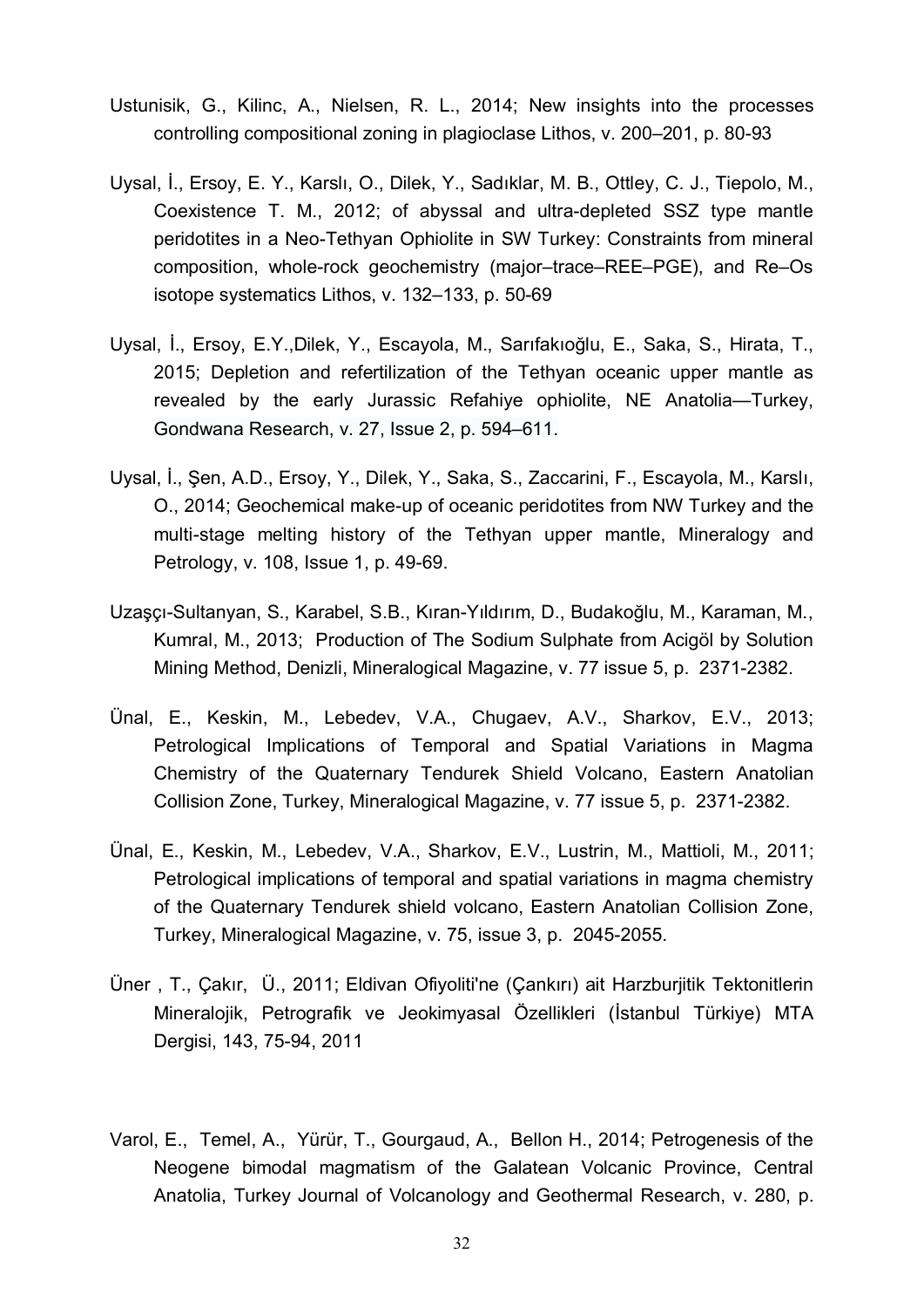Ustunisik, G., Kilinc, A., Nielsen, R. L., 2014; New insights into the processes controlling compositional zoning in plagioclase Lithos, v. 200–201, p. 80-93

Uysal, İ., Ersoy, E. Y., Karslı, O., Dilek, Y., Sadıklar, M. B., Ottley, C. J., Tiepolo, M., Coexistence T. M., 2012; of abyssal and ultra-depleted SSZ type mantle peridotites in a Neo-Tethyan Ophiolite in SW Turkey: Constraints from mineral composition, whole-rock geochemistry (major–trace–REE–PGE), and Re–Os isotope systematics Lithos, v. 132–133, p. 50-69

Uysal, İ., Ersoy, E.Y.,Dilek, Y., Escayola, M., Sarıfakıoğlu, E., Saka, S., Hirata, T., 2015; Depletion and refertilization of the Tethyan oceanic upper mantle as revealed by the early Jurassic Refahiye ophiolite, NE Anatolia—Turkey, Gondwana Research, v. 27, Issue 2, p. 594–611.

Uysal, İ., Şen, A.D., Ersoy, Y., Dilek, Y., Saka, S., Zaccarini, F., Escayola, M., Karslı, O., 2014; Geochemical make-up of oceanic peridotites from NW Turkey and the multi-stage melting history of the Tethyan upper mantle, Mineralogy and Petrology, v. 108, Issue 1, p. 49-69.

Uzaşçı-Sultanyan, S., Karabel, S.B., Kıran-Yıldırım, D., Budakoğlu, M., Karaman, M., Kumral, M., 2013; Production of The Sodium Sulphate from Acigöl by Solution Mining Method, Denizli, Mineralogical Magazine, v. 77 issue 5, p. 2371-2382.

Ünal, E., Keskin, M., Lebedev, V.A., Chugaev, A.V., Sharkov, E.V., 2013; Petrological Implications of Temporal and Spatial Variations in Magma Chemistry of the Quaternary Tendurek Shield Volcano, Eastern Anatolian Collision Zone, Turkey, Mineralogical Magazine, v. 77 issue 5, p. 2371-2382.

Ünal, E., Keskin, M., Lebedev, V.A., Sharkov, E.V., Lustrin, M., Mattioli, M., 2011; Petrological implications of temporal and spatial variations in magma chemistry of the Quaternary Tendurek shield volcano, Eastern Anatolian Collision Zone, Turkey, Mineralogical Magazine, v. 75, issue 3, p. 2045-2055.

Üner , T., Çakır, Ü., 2011; Eldivan Ofiyoliti'ne (Çankırı) ait Harzburjitik Tektonitlerin Mineralojik, Petrografik ve Jeokimyasal Özellikleri (İstanbul Türkiye) MTA Dergisi, 143, 75-94, 2011

Varol, E., Temel, A., Yürür, T., Gourgaud, A., Bellon H., 2014; Petrogenesis of the Neogene bimodal magmatism of the Galatean Volcanic Province, Central Anatolia, Turkey Journal of Volcanology and Geothermal Research, v. 280, p.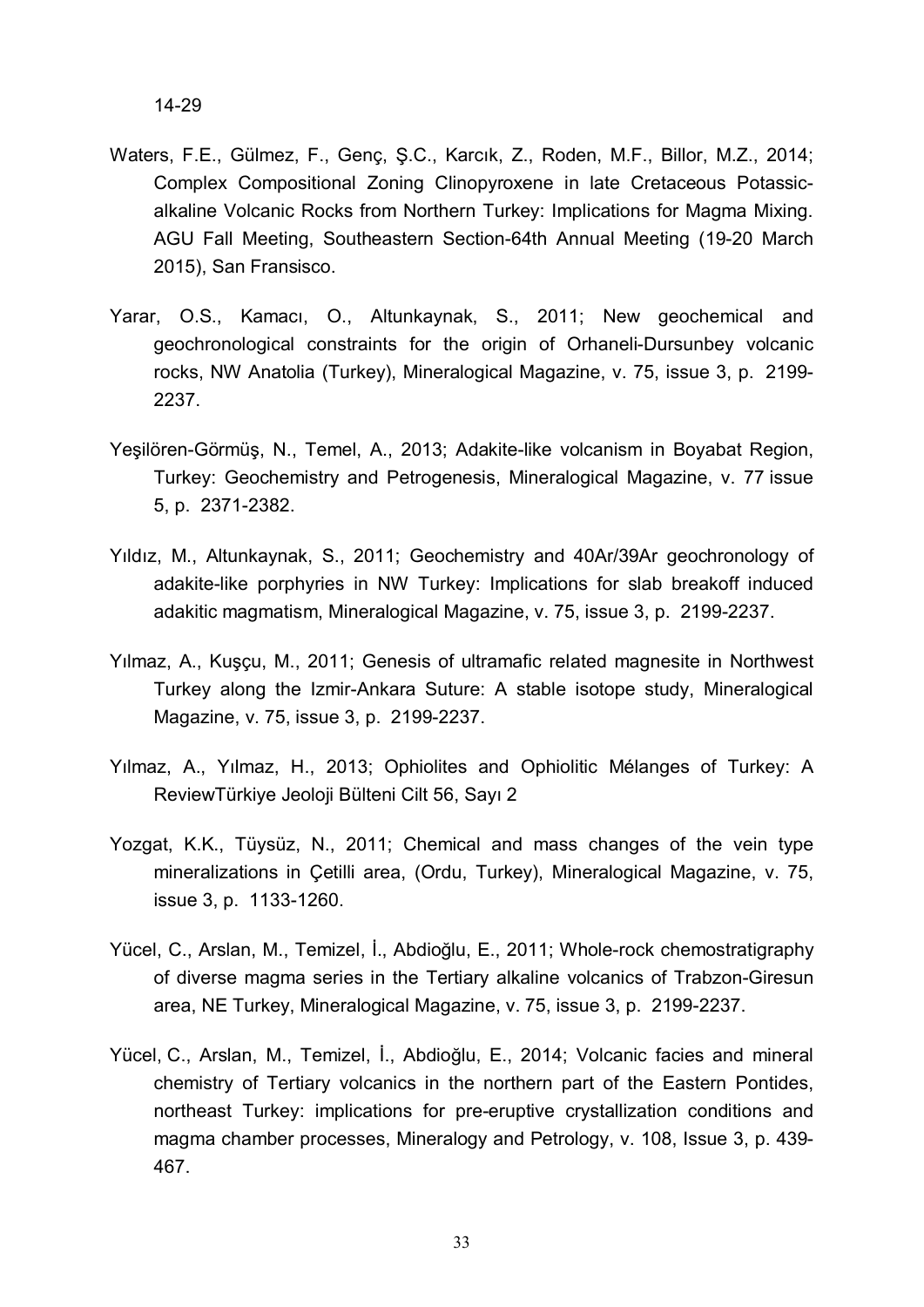14-29

Waters, F.E., Gülmez, F., Genç, Ş.C., Karcık, Z., Roden, M.F., Billor, M.Z., 2014; Complex Compositional Zoning Clinopyroxene in late Cretaceous Potassic-alkaline Volcanic Rocks from Northern Turkey: Implications for Magma Mixing. AGU Fall Meeting, Southeastern Section-64th Annual Meeting (19-20 March 2015), San Fransisco.

Yarar, O.S., Kamacı, O., Altunkaynak, S., 2011; New geochemical and geochronological constraints for the origin of Orhaneli-Dursunbey volcanic rocks, NW Anatolia (Turkey), Mineralogical Magazine, v. 75, issue 3, p. 2199-2237.

Yeşilören-Görmüş, N., Temel, A., 2013; Adakite-like volcanism in Boyabat Region, Turkey: Geochemistry and Petrogenesis, Mineralogical Magazine, v. 77 issue 5, p. 2371-2382.

Yıldız, M., Altunkaynak, S., 2011; Geochemistry and 40Ar/39Ar geochronology of adakite-like porphyries in NW Turkey: Implications for slab breakoff induced adakitic magmatism, Mineralogical Magazine, v. 75, issue 3, p. 2199-2237.

Yılmaz, A., Kuşçu, M., 2011; Genesis of ultramafic related magnesite in Northwest Turkey along the Izmir-Ankara Suture: A stable isotope study, Mineralogical Magazine, v. 75, issue 3, p. 2199-2237.

Yılmaz, A., Yılmaz, H., 2013; Ophiolites and Ophiolitic Mélanges of Turkey: A ReviewTürkiye Jeoloji Bülteni Cilt 56, Sayı 2

Yozgat, K.K., Tüysüz, N., 2011; Chemical and mass changes of the vein type mineralizations in Çetilli area, (Ordu, Turkey), Mineralogical Magazine, v. 75, issue 3, p. 1133-1260.

Yücel, C., Arslan, M., Temizel, İ., Abdioğlu, E., 2011; Whole-rock chemostratigraphy of diverse magma series in the Tertiary alkaline volcanics of Trabzon-Giresun area, NE Turkey, Mineralogical Magazine, v. 75, issue 3, p. 2199-2237.

Yücel, C., Arslan, M., Temizel, İ., Abdioğlu, E., 2014; Volcanic facies and mineral chemistry of Tertiary volcanics in the northern part of the Eastern Pontides, northeast Turkey: implications for pre-eruptive crystallization conditions and magma chamber processes, Mineralogy and Petrology, v. 108, Issue 3, p. 439-467.